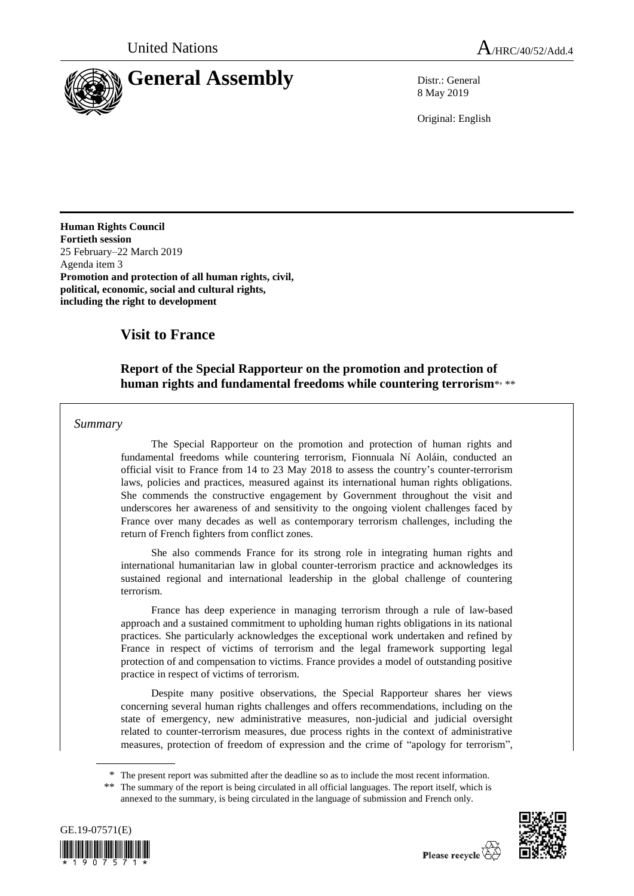United Nations

# General Assembly

A/HRC/40/52/Add.4

Distr.: General
8 May 2019

Original: English

**Human Rights Council**
**Fortieth session**
25 February–22 March 2019
Agenda item 3
**Promotion and protection of all human rights, civil, political, economic, social and cultural rights, including the right to development**

## Visit to France

### Report of the Special Rapporteur on the promotion and protection of human rights and fundamental freedoms while countering terrorism*, **

*Summary*

The Special Rapporteur on the promotion and protection of human rights and fundamental freedoms while countering terrorism, Fionnuala Ní Aoláin, conducted an official visit to France from 14 to 23 May 2018 to assess the country's counter-terrorism laws, policies and practices, measured against its international human rights obligations. She commends the constructive engagement by Government throughout the visit and underscores her awareness of and sensitivity to the ongoing violent challenges faced by France over many decades as well as contemporary terrorism challenges, including the return of French fighters from conflict zones.

She also commends France for its strong role in integrating human rights and international humanitarian law in global counter-terrorism practice and acknowledges its sustained regional and international leadership in the global challenge of countering terrorism.

France has deep experience in managing terrorism through a rule of law-based approach and a sustained commitment to upholding human rights obligations in its national practices. She particularly acknowledges the exceptional work undertaken and refined by France in respect of victims of terrorism and the legal framework supporting legal protection of and compensation to victims. France provides a model of outstanding positive practice in respect of victims of terrorism.

Despite many positive observations, the Special Rapporteur shares her views concerning several human rights challenges and offers recommendations, including on the state of emergency, new administrative measures, non-judicial and judicial oversight related to counter-terrorism measures, due process rights in the context of administrative measures, protection of freedom of expression and the crime of "apology for terrorism",

\* The present report was submitted after the deadline so as to include the most recent information.
\*\* The summary of the report is being circulated in all official languages. The report itself, which is annexed to the summary, is being circulated in the language of submission and French only.

GE.19-07571(E)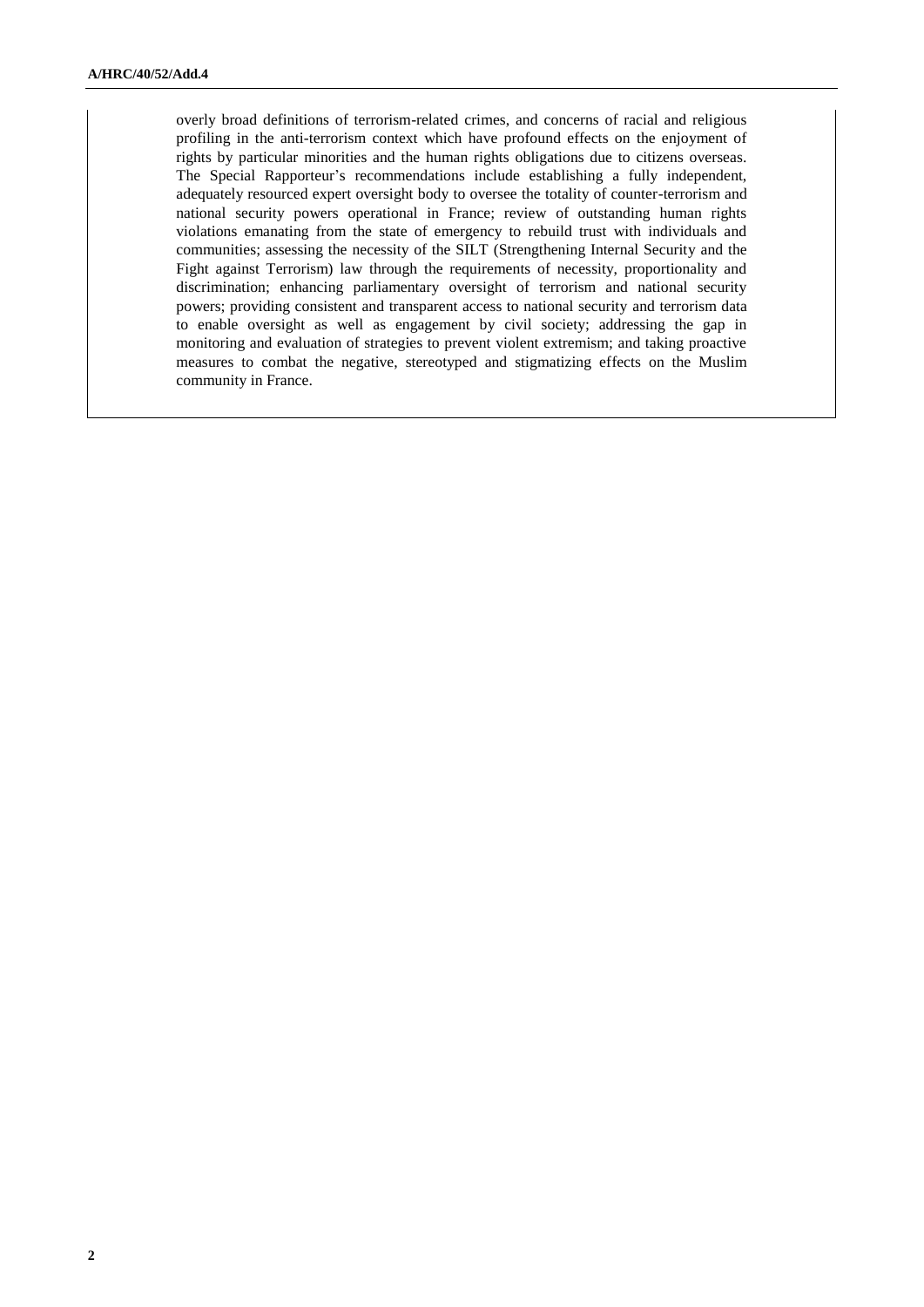overly broad definitions of terrorism-related crimes, and concerns of racial and religious profiling in the anti-terrorism context which have profound effects on the enjoyment of rights by particular minorities and the human rights obligations due to citizens overseas. The Special Rapporteur's recommendations include establishing a fully independent, adequately resourced expert oversight body to oversee the totality of counter-terrorism and national security powers operational in France; review of outstanding human rights violations emanating from the state of emergency to rebuild trust with individuals and communities; assessing the necessity of the SILT (Strengthening Internal Security and the Fight against Terrorism) law through the requirements of necessity, proportionality and discrimination; enhancing parliamentary oversight of terrorism and national security powers; providing consistent and transparent access to national security and terrorism data to enable oversight as well as engagement by civil society; addressing the gap in monitoring and evaluation of strategies to prevent violent extremism; and taking proactive measures to combat the negative, stereotyped and stigmatizing effects on the Muslim community in France.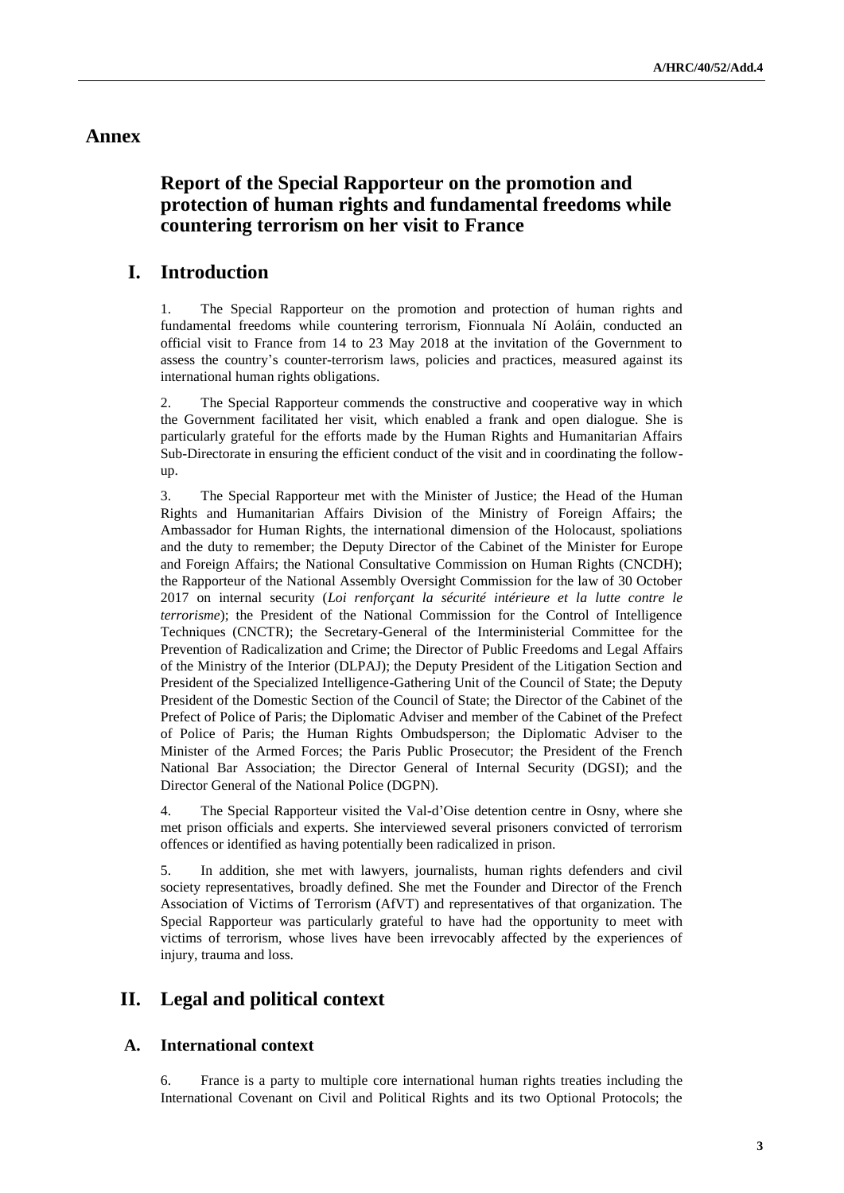# Annex

## Report of the Special Rapporteur on the promotion and protection of human rights and fundamental freedoms while countering terrorism on her visit to France

## I. Introduction

1. The Special Rapporteur on the promotion and protection of human rights and fundamental freedoms while countering terrorism, Fionnuala Ní Aoláin, conducted an official visit to France from 14 to 23 May 2018 at the invitation of the Government to assess the country's counter-terrorism laws, policies and practices, measured against its international human rights obligations.

2. The Special Rapporteur commends the constructive and cooperative way in which the Government facilitated her visit, which enabled a frank and open dialogue. She is particularly grateful for the efforts made by the Human Rights and Humanitarian Affairs Sub-Directorate in ensuring the efficient conduct of the visit and in coordinating the follow-up.

3. The Special Rapporteur met with the Minister of Justice; the Head of the Human Rights and Humanitarian Affairs Division of the Ministry of Foreign Affairs; the Ambassador for Human Rights, the international dimension of the Holocaust, spoliations and the duty to remember; the Deputy Director of the Cabinet of the Minister for Europe and Foreign Affairs; the National Consultative Commission on Human Rights (CNCDH); the Rapporteur of the National Assembly Oversight Commission for the law of 30 October 2017 on internal security (*Loi renforçant la sécurité intérieure et la lutte contre le terrorisme*); the President of the National Commission for the Control of Intelligence Techniques (CNCTR); the Secretary-General of the Interministerial Committee for the Prevention of Radicalization and Crime; the Director of Public Freedoms and Legal Affairs of the Ministry of the Interior (DLPAJ); the Deputy President of the Litigation Section and President of the Specialized Intelligence-Gathering Unit of the Council of State; the Deputy President of the Domestic Section of the Council of State; the Director of the Cabinet of the Prefect of Police of Paris; the Diplomatic Adviser and member of the Cabinet of the Prefect of Police of Paris; the Human Rights Ombudsperson; the Diplomatic Adviser to the Minister of the Armed Forces; the Paris Public Prosecutor; the President of the French National Bar Association; the Director General of Internal Security (DGSI); and the Director General of the National Police (DGPN).

4. The Special Rapporteur visited the Val-d'Oise detention centre in Osny, where she met prison officials and experts. She interviewed several prisoners convicted of terrorism offences or identified as having potentially been radicalized in prison.

5. In addition, she met with lawyers, journalists, human rights defenders and civil society representatives, broadly defined. She met the Founder and Director of the French Association of Victims of Terrorism (AfVT) and representatives of that organization. The Special Rapporteur was particularly grateful to have had the opportunity to meet with victims of terrorism, whose lives have been irrevocably affected by the experiences of injury, trauma and loss.

## II. Legal and political context

### A. International context

6. France is a party to multiple core international human rights treaties including the International Covenant on Civil and Political Rights and its two Optional Protocols; the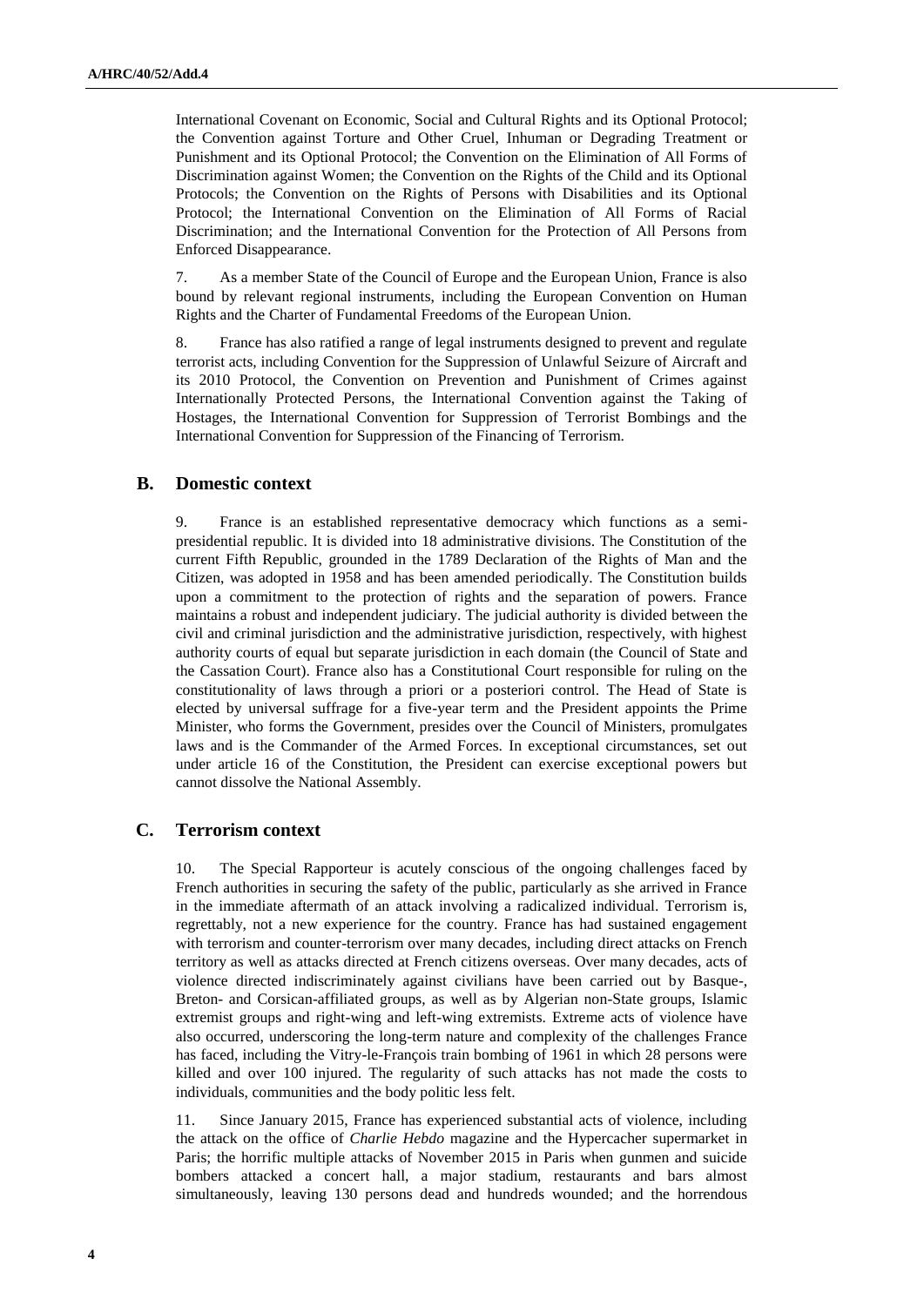International Covenant on Economic, Social and Cultural Rights and its Optional Protocol; the Convention against Torture and Other Cruel, Inhuman or Degrading Treatment or Punishment and its Optional Protocol; the Convention on the Elimination of All Forms of Discrimination against Women; the Convention on the Rights of the Child and its Optional Protocols; the Convention on the Rights of Persons with Disabilities and its Optional Protocol; the International Convention on the Elimination of All Forms of Racial Discrimination; and the International Convention for the Protection of All Persons from Enforced Disappearance.

7. As a member State of the Council of Europe and the European Union, France is also bound by relevant regional instruments, including the European Convention on Human Rights and the Charter of Fundamental Freedoms of the European Union.

8. France has also ratified a range of legal instruments designed to prevent and regulate terrorist acts, including Convention for the Suppression of Unlawful Seizure of Aircraft and its 2010 Protocol, the Convention on Prevention and Punishment of Crimes against Internationally Protected Persons, the International Convention against the Taking of Hostages, the International Convention for Suppression of Terrorist Bombings and the International Convention for Suppression of the Financing of Terrorism.

## B. Domestic context

9. France is an established representative democracy which functions as a semi-presidential republic. It is divided into 18 administrative divisions. The Constitution of the current Fifth Republic, grounded in the 1789 Declaration of the Rights of Man and the Citizen, was adopted in 1958 and has been amended periodically. The Constitution builds upon a commitment to the protection of rights and the separation of powers. France maintains a robust and independent judiciary. The judicial authority is divided between the civil and criminal jurisdiction and the administrative jurisdiction, respectively, with highest authority courts of equal but separate jurisdiction in each domain (the Council of State and the Cassation Court). France also has a Constitutional Court responsible for ruling on the constitutionality of laws through a priori or a posteriori control. The Head of State is elected by universal suffrage for a five-year term and the President appoints the Prime Minister, who forms the Government, presides over the Council of Ministers, promulgates laws and is the Commander of the Armed Forces. In exceptional circumstances, set out under article 16 of the Constitution, the President can exercise exceptional powers but cannot dissolve the National Assembly.

## C. Terrorism context

10. The Special Rapporteur is acutely conscious of the ongoing challenges faced by French authorities in securing the safety of the public, particularly as she arrived in France in the immediate aftermath of an attack involving a radicalized individual. Terrorism is, regrettably, not a new experience for the country. France has had sustained engagement with terrorism and counter-terrorism over many decades, including direct attacks on French territory as well as attacks directed at French citizens overseas. Over many decades, acts of violence directed indiscriminately against civilians have been carried out by Basque-, Breton- and Corsican-affiliated groups, as well as by Algerian non-State groups, Islamic extremist groups and right-wing and left-wing extremists. Extreme acts of violence have also occurred, underscoring the long-term nature and complexity of the challenges France has faced, including the Vitry-le-François train bombing of 1961 in which 28 persons were killed and over 100 injured. The regularity of such attacks has not made the costs to individuals, communities and the body politic less felt.

11. Since January 2015, France has experienced substantial acts of violence, including the attack on the office of *Charlie Hebdo* magazine and the Hypercacher supermarket in Paris; the horrific multiple attacks of November 2015 in Paris when gunmen and suicide bombers attacked a concert hall, a major stadium, restaurants and bars almost simultaneously, leaving 130 persons dead and hundreds wounded; and the horrendous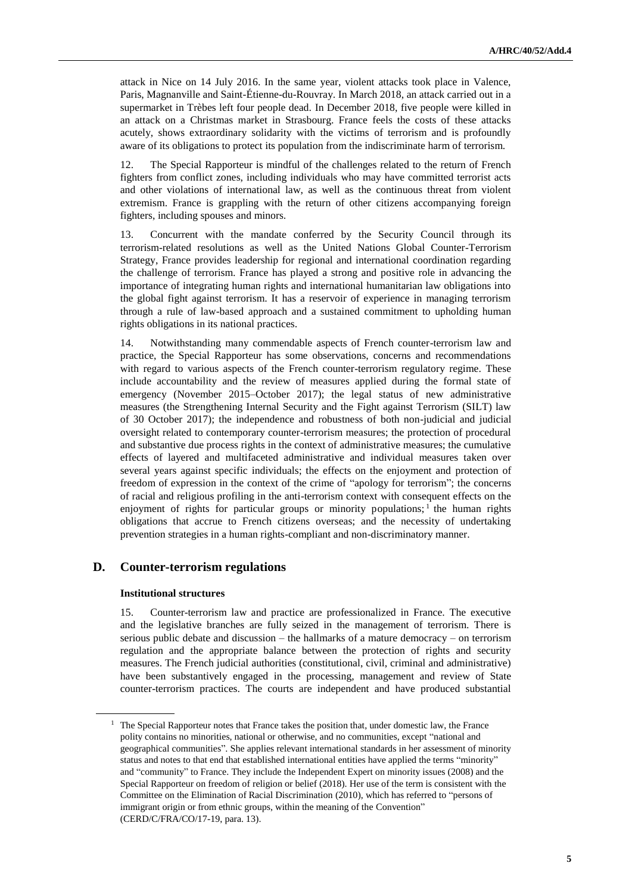attack in Nice on 14 July 2016. In the same year, violent attacks took place in Valence, Paris, Magnanville and Saint-Étienne-du-Rouvray. In March 2018, an attack carried out in a supermarket in Trèbes left four people dead. In December 2018, five people were killed in an attack on a Christmas market in Strasbourg. France feels the costs of these attacks acutely, shows extraordinary solidarity with the victims of terrorism and is profoundly aware of its obligations to protect its population from the indiscriminate harm of terrorism.

12. The Special Rapporteur is mindful of the challenges related to the return of French fighters from conflict zones, including individuals who may have committed terrorist acts and other violations of international law, as well as the continuous threat from violent extremism. France is grappling with the return of other citizens accompanying foreign fighters, including spouses and minors.

13. Concurrent with the mandate conferred by the Security Council through its terrorism-related resolutions as well as the United Nations Global Counter-Terrorism Strategy, France provides leadership for regional and international coordination regarding the challenge of terrorism. France has played a strong and positive role in advancing the importance of integrating human rights and international humanitarian law obligations into the global fight against terrorism. It has a reservoir of experience in managing terrorism through a rule of law-based approach and a sustained commitment to upholding human rights obligations in its national practices.

14. Notwithstanding many commendable aspects of French counter-terrorism law and practice, the Special Rapporteur has some observations, concerns and recommendations with regard to various aspects of the French counter-terrorism regulatory regime. These include accountability and the review of measures applied during the formal state of emergency (November 2015–October 2017); the legal status of new administrative measures (the Strengthening Internal Security and the Fight against Terrorism (SILT) law of 30 October 2017); the independence and robustness of both non-judicial and judicial oversight related to contemporary counter-terrorism measures; the protection of procedural and substantive due process rights in the context of administrative measures; the cumulative effects of layered and multifaceted administrative and individual measures taken over several years against specific individuals; the effects on the enjoyment and protection of freedom of expression in the context of the crime of "apology for terrorism"; the concerns of racial and religious profiling in the anti-terrorism context with consequent effects on the enjoyment of rights for particular groups or minority populations;[1] the human rights obligations that accrue to French citizens overseas; and the necessity of undertaking prevention strategies in a human rights-compliant and non-discriminatory manner.

## D. Counter-terrorism regulations

### Institutional structures

15. Counter-terrorism law and practice are professionalized in France. The executive and the legislative branches are fully seized in the management of terrorism. There is serious public debate and discussion – the hallmarks of a mature democracy – on terrorism regulation and the appropriate balance between the protection of rights and security measures. The French judicial authorities (constitutional, civil, criminal and administrative) have been substantively engaged in the processing, management and review of State counter-terrorism practices. The courts are independent and have produced substantial

---

[1] The Special Rapporteur notes that France takes the position that, under domestic law, the France polity contains no minorities, national or otherwise, and no communities, except "national and geographical communities". She applies relevant international standards in her assessment of minority status and notes to that end that established international entities have applied the terms "minority" and "community" to France. They include the Independent Expert on minority issues (2008) and the Special Rapporteur on freedom of religion or belief (2018). Her use of the term is consistent with the Committee on the Elimination of Racial Discrimination (2010), which has referred to "persons of immigrant origin or from ethnic groups, within the meaning of the Convention" (CERD/C/FRA/CO/17-19, para. 13).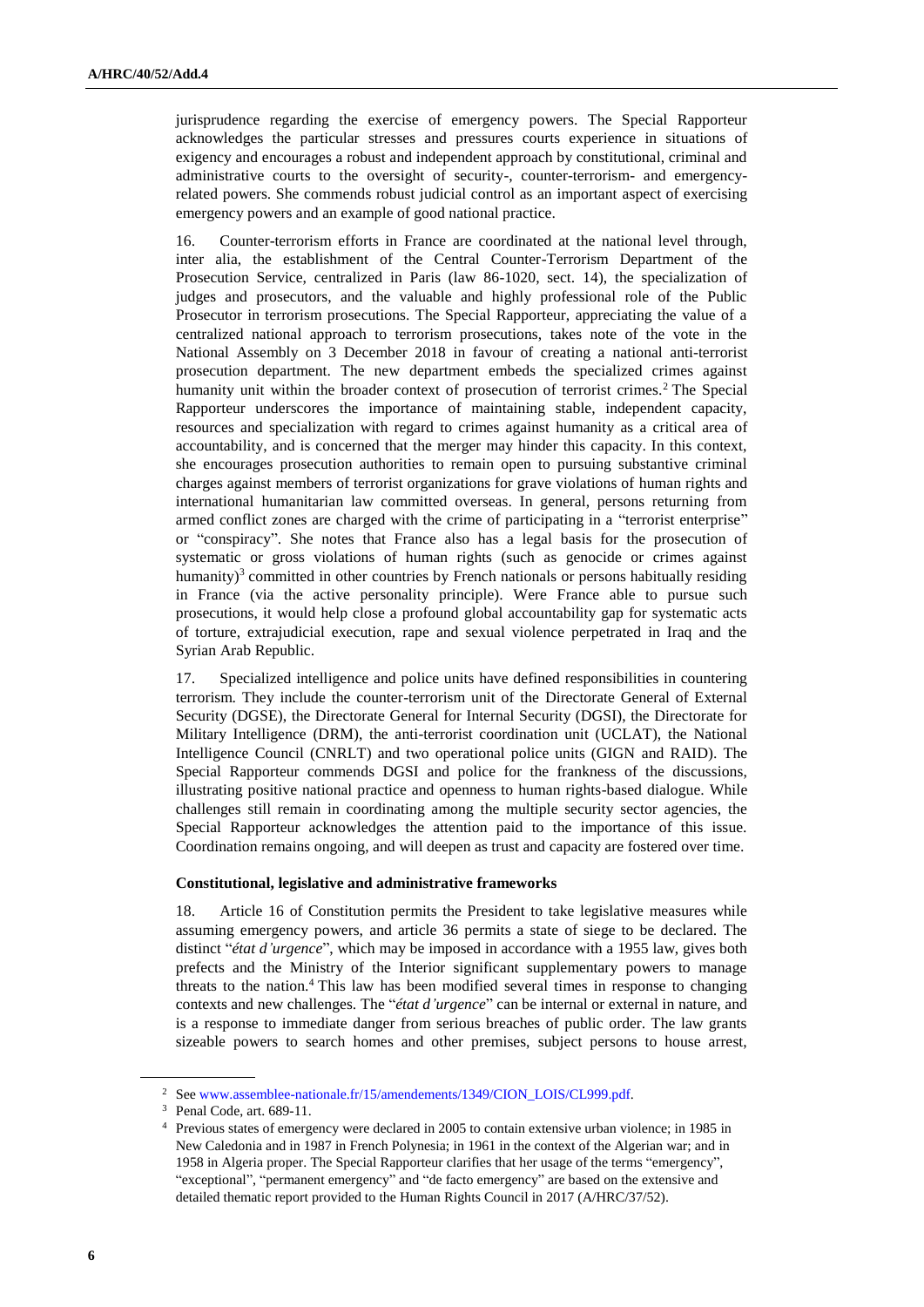jurisprudence regarding the exercise of emergency powers. The Special Rapporteur acknowledges the particular stresses and pressures courts experience in situations of exigency and encourages a robust and independent approach by constitutional, criminal and administrative courts to the oversight of security-, counter-terrorism- and emergency-related powers. She commends robust judicial control as an important aspect of exercising emergency powers and an example of good national practice.

16. Counter-terrorism efforts in France are coordinated at the national level through, inter alia, the establishment of the Central Counter-Terrorism Department of the Prosecution Service, centralized in Paris (law 86-1020, sect. 14), the specialization of judges and prosecutors, and the valuable and highly professional role of the Public Prosecutor in terrorism prosecutions. The Special Rapporteur, appreciating the value of a centralized national approach to terrorism prosecutions, takes note of the vote in the National Assembly on 3 December 2018 in favour of creating a national anti-terrorist prosecution department. The new department embeds the specialized crimes against humanity unit within the broader context of prosecution of terrorist crimes.[2] The Special Rapporteur underscores the importance of maintaining stable, independent capacity, resources and specialization with regard to crimes against humanity as a critical area of accountability, and is concerned that the merger may hinder this capacity. In this context, she encourages prosecution authorities to remain open to pursuing substantive criminal charges against members of terrorist organizations for grave violations of human rights and international humanitarian law committed overseas. In general, persons returning from armed conflict zones are charged with the crime of participating in a "terrorist enterprise" or "conspiracy". She notes that France also has a legal basis for the prosecution of systematic or gross violations of human rights (such as genocide or crimes against humanity)[3] committed in other countries by French nationals or persons habitually residing in France (via the active personality principle). Were France able to pursue such prosecutions, it would help close a profound global accountability gap for systematic acts of torture, extrajudicial execution, rape and sexual violence perpetrated in Iraq and the Syrian Arab Republic.

17. Specialized intelligence and police units have defined responsibilities in countering terrorism. They include the counter-terrorism unit of the Directorate General of External Security (DGSE), the Directorate General for Internal Security (DGSI), the Directorate for Military Intelligence (DRM), the anti-terrorist coordination unit (UCLAT), the National Intelligence Council (CNRLT) and two operational police units (GIGN and RAID). The Special Rapporteur commends DGSI and police for the frankness of the discussions, illustrating positive national practice and openness to human rights-based dialogue. While challenges still remain in coordinating among the multiple security sector agencies, the Special Rapporteur acknowledges the attention paid to the importance of this issue. Coordination remains ongoing, and will deepen as trust and capacity are fostered over time.

**Constitutional, legislative and administrative frameworks**

18. Article 16 of Constitution permits the President to take legislative measures while assuming emergency powers, and article 36 permits a state of siege to be declared. The distinct "*état d'urgence*", which may be imposed in accordance with a 1955 law, gives both prefects and the Ministry of the Interior significant supplementary powers to manage threats to the nation.[4] This law has been modified several times in response to changing contexts and new challenges. The "*état d'urgence*" can be internal or external in nature, and is a response to immediate danger from serious breaches of public order. The law grants sizeable powers to search homes and other premises, subject persons to house arrest,

---

[2] See www.assemblee-nationale.fr/15/amendements/1349/CION_LOIS/CL999.pdf.

[3] Penal Code, art. 689-11.

[4] Previous states of emergency were declared in 2005 to contain extensive urban violence; in 1985 in New Caledonia and in 1987 in French Polynesia; in 1961 in the context of the Algerian war; and in 1958 in Algeria proper. The Special Rapporteur clarifies that her usage of the terms "emergency", "exceptional", "permanent emergency" and "de facto emergency" are based on the extensive and detailed thematic report provided to the Human Rights Council in 2017 (A/HRC/37/52).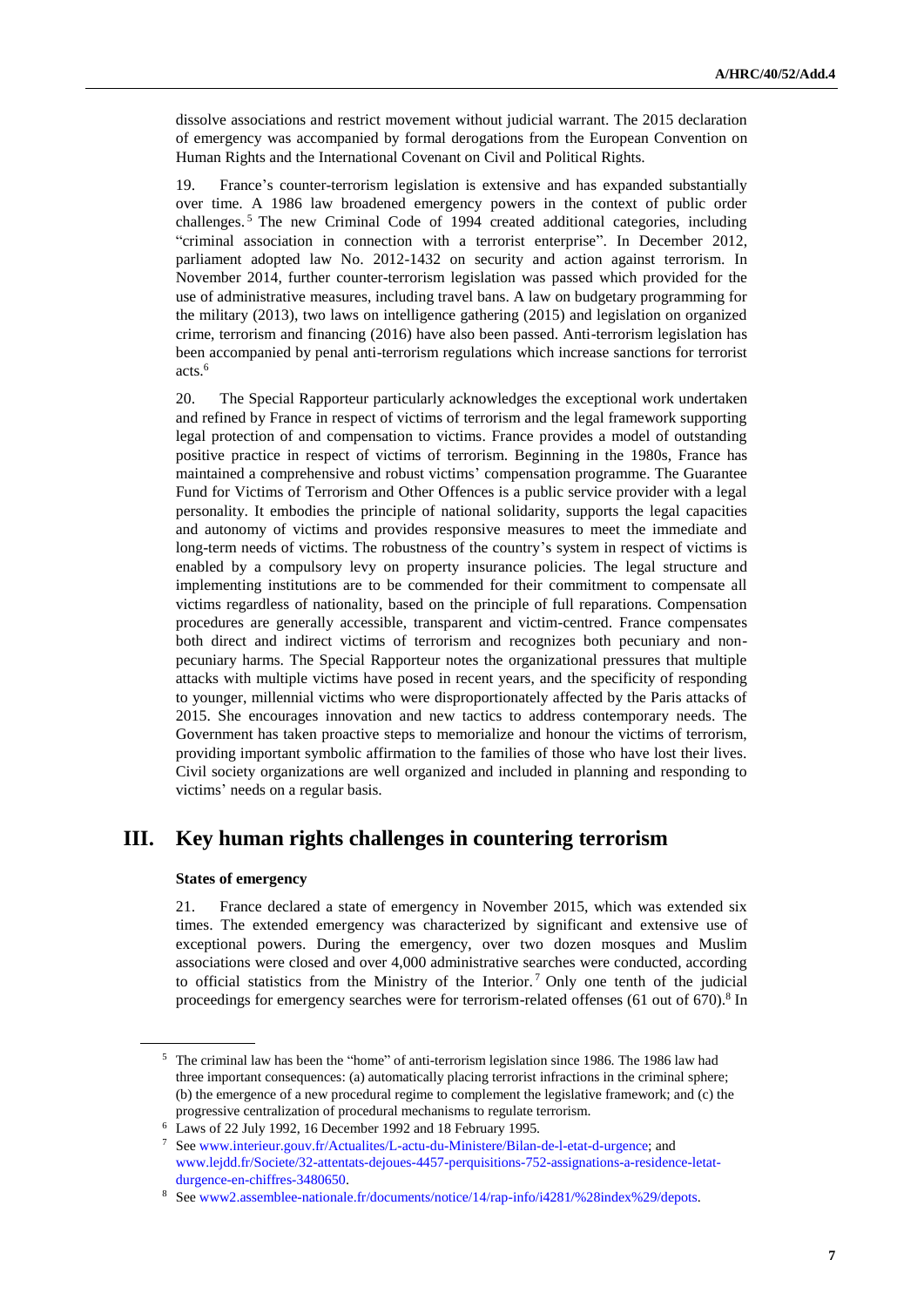dissolve associations and restrict movement without judicial warrant. The 2015 declaration of emergency was accompanied by formal derogations from the European Convention on Human Rights and the International Covenant on Civil and Political Rights.

19. France's counter-terrorism legislation is extensive and has expanded substantially over time. A 1986 law broadened emergency powers in the context of public order challenges.[5] The new Criminal Code of 1994 created additional categories, including "criminal association in connection with a terrorist enterprise". In December 2012, parliament adopted law No. 2012-1432 on security and action against terrorism. In November 2014, further counter-terrorism legislation was passed which provided for the use of administrative measures, including travel bans. A law on budgetary programming for the military (2013), two laws on intelligence gathering (2015) and legislation on organized crime, terrorism and financing (2016) have also been passed. Anti-terrorism legislation has been accompanied by penal anti-terrorism regulations which increase sanctions for terrorist acts.[6]

20. The Special Rapporteur particularly acknowledges the exceptional work undertaken and refined by France in respect of victims of terrorism and the legal framework supporting legal protection of and compensation to victims. France provides a model of outstanding positive practice in respect of victims of terrorism. Beginning in the 1980s, France has maintained a comprehensive and robust victims' compensation programme. The Guarantee Fund for Victims of Terrorism and Other Offences is a public service provider with a legal personality. It embodies the principle of national solidarity, supports the legal capacities and autonomy of victims and provides responsive measures to meet the immediate and long-term needs of victims. The robustness of the country's system in respect of victims is enabled by a compulsory levy on property insurance policies. The legal structure and implementing institutions are to be commended for their commitment to compensate all victims regardless of nationality, based on the principle of full reparations. Compensation procedures are generally accessible, transparent and victim-centred. France compensates both direct and indirect victims of terrorism and recognizes both pecuniary and non-pecuniary harms. The Special Rapporteur notes the organizational pressures that multiple attacks with multiple victims have posed in recent years, and the specificity of responding to younger, millennial victims who were disproportionately affected by the Paris attacks of 2015. She encourages innovation and new tactics to address contemporary needs. The Government has taken proactive steps to memorialize and honour the victims of terrorism, providing important symbolic affirmation to the families of those who have lost their lives. Civil society organizations are well organized and included in planning and responding to victims' needs on a regular basis.

## III. Key human rights challenges in countering terrorism

### States of emergency

21. France declared a state of emergency in November 2015, which was extended six times. The extended emergency was characterized by significant and extensive use of exceptional powers. During the emergency, over two dozen mosques and Muslim associations were closed and over 4,000 administrative searches were conducted, according to official statistics from the Ministry of the Interior.[7] Only one tenth of the judicial proceedings for emergency searches were for terrorism-related offenses (61 out of 670).[8] In

---

[5] The criminal law has been the "home" of anti-terrorism legislation since 1986. The 1986 law had three important consequences: (a) automatically placing terrorist infractions in the criminal sphere; (b) the emergence of a new procedural regime to complement the legislative framework; and (c) the progressive centralization of procedural mechanisms to regulate terrorism.

[6] Laws of 22 July 1992, 16 December 1992 and 18 February 1995.

[7] See www.interieur.gouv.fr/Actualites/L-actu-du-Ministere/Bilan-de-l-etat-d-urgence; and www.lejdd.fr/Societe/32-attentats-dejoues-4457-perquisitions-752-assignations-a-residence-letat-durgence-en-chiffres-3480650.

[8] See www2.assemblee-nationale.fr/documents/notice/14/rap-info/i4281/%28index%29/depots.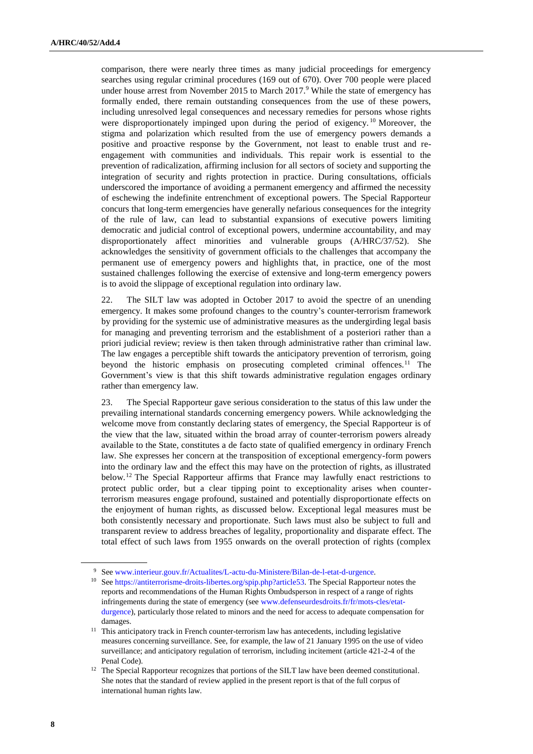comparison, there were nearly three times as many judicial proceedings for emergency searches using regular criminal procedures (169 out of 670). Over 700 people were placed under house arrest from November 2015 to March 2017.[9] While the state of emergency has formally ended, there remain outstanding consequences from the use of these powers, including unresolved legal consequences and necessary remedies for persons whose rights were disproportionately impinged upon during the period of exigency.[10] Moreover, the stigma and polarization which resulted from the use of emergency powers demands a positive and proactive response by the Government, not least to enable trust and re-engagement with communities and individuals. This repair work is essential to the prevention of radicalization, affirming inclusion for all sectors of society and supporting the integration of security and rights protection in practice. During consultations, officials underscored the importance of avoiding a permanent emergency and affirmed the necessity of eschewing the indefinite entrenchment of exceptional powers. The Special Rapporteur concurs that long-term emergencies have generally nefarious consequences for the integrity of the rule of law, can lead to substantial expansions of executive powers limiting democratic and judicial control of exceptional powers, undermine accountability, and may disproportionately affect minorities and vulnerable groups (A/HRC/37/52). She acknowledges the sensitivity of government officials to the challenges that accompany the permanent use of emergency powers and highlights that, in practice, one of the most sustained challenges following the exercise of extensive and long-term emergency powers is to avoid the slippage of exceptional regulation into ordinary law.

22. The SILT law was adopted in October 2017 to avoid the spectre of an unending emergency. It makes some profound changes to the country's counter-terrorism framework by providing for the systemic use of administrative measures as the undergirding legal basis for managing and preventing terrorism and the establishment of a posteriori rather than a priori judicial review; review is then taken through administrative rather than criminal law. The law engages a perceptible shift towards the anticipatory prevention of terrorism, going beyond the historic emphasis on prosecuting completed criminal offences.[11] The Government's view is that this shift towards administrative regulation engages ordinary rather than emergency law.

23. The Special Rapporteur gave serious consideration to the status of this law under the prevailing international standards concerning emergency powers. While acknowledging the welcome move from constantly declaring states of emergency, the Special Rapporteur is of the view that the law, situated within the broad array of counter-terrorism powers already available to the State, constitutes a de facto state of qualified emergency in ordinary French law. She expresses her concern at the transposition of exceptional emergency-form powers into the ordinary law and the effect this may have on the protection of rights, as illustrated below.[12] The Special Rapporteur affirms that France may lawfully enact restrictions to protect public order, but a clear tipping point to exceptionality arises when counter-terrorism measures engage profound, sustained and potentially disproportionate effects on the enjoyment of human rights, as discussed below. Exceptional legal measures must be both consistently necessary and proportionate. Such laws must also be subject to full and transparent review to address breaches of legality, proportionality and disparate effect. The total effect of such laws from 1955 onwards on the overall protection of rights (complex

---

[9] See www.interieur.gouv.fr/Actualites/L-actu-du-Ministere/Bilan-de-l-etat-d-urgence.

[10] See https://antiterrorisme-droits-libertes.org/spip.php?article53. The Special Rapporteur notes the reports and recommendations of the Human Rights Ombudsperson in respect of a range of rights infringements during the state of emergency (see www.defenseurdesdroits.fr/fr/mots-cles/etat-durgence), particularly those related to minors and the need for access to adequate compensation for damages.

[11] This anticipatory track in French counter-terrorism law has antecedents, including legislative measures concerning surveillance. See, for example, the law of 21 January 1995 on the use of video surveillance; and anticipatory regulation of terrorism, including incitement (article 421-2-4 of the Penal Code).

[12] The Special Rapporteur recognizes that portions of the SILT law have been deemed constitutional. She notes that the standard of review applied in the present report is that of the full corpus of international human rights law.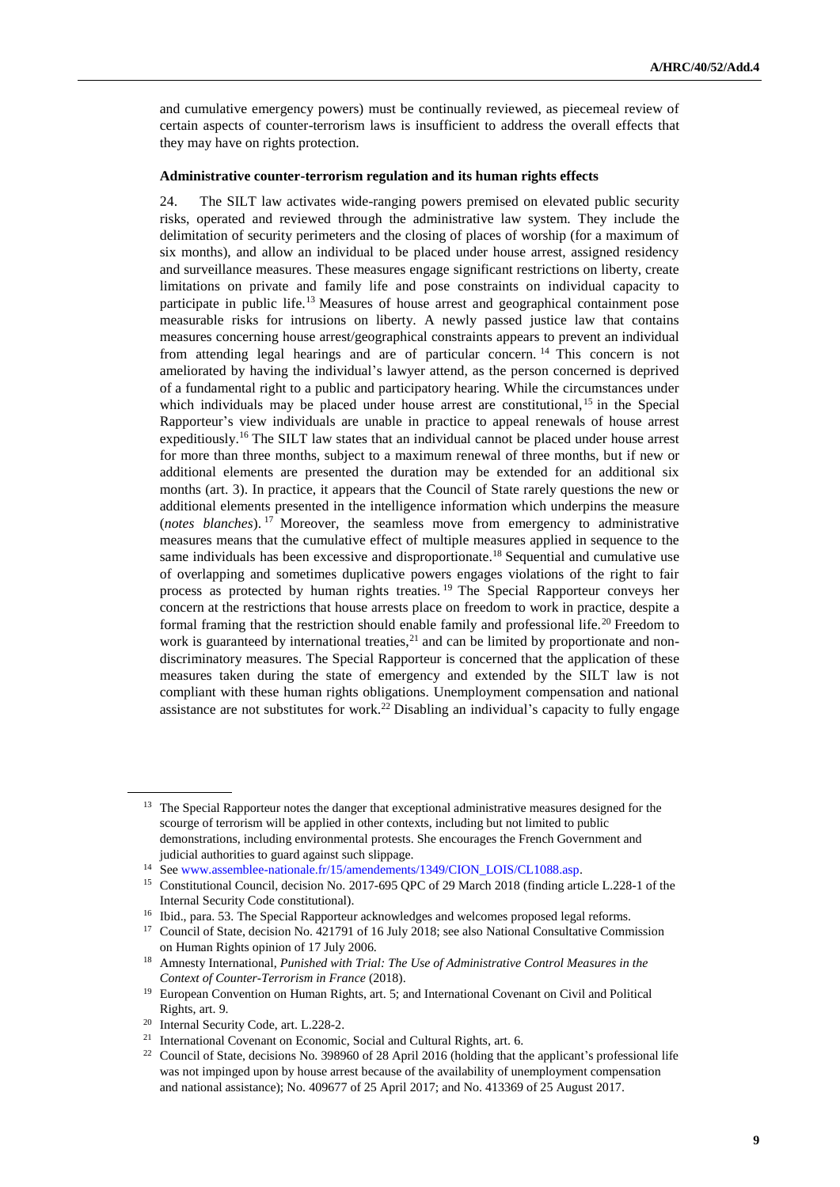and cumulative emergency powers) must be continually reviewed, as piecemeal review of certain aspects of counter-terrorism laws is insufficient to address the overall effects that they may have on rights protection.

**Administrative counter-terrorism regulation and its human rights effects**

24. The SILT law activates wide-ranging powers premised on elevated public security risks, operated and reviewed through the administrative law system. They include the delimitation of security perimeters and the closing of places of worship (for a maximum of six months), and allow an individual to be placed under house arrest, assigned residency and surveillance measures. These measures engage significant restrictions on liberty, create limitations on private and family life and pose constraints on individual capacity to participate in public life.[13] Measures of house arrest and geographical containment pose measurable risks for intrusions on liberty. A newly passed justice law that contains measures concerning house arrest/geographical constraints appears to prevent an individual from attending legal hearings and are of particular concern.[14] This concern is not ameliorated by having the individual's lawyer attend, as the person concerned is deprived of a fundamental right to a public and participatory hearing. While the circumstances under which individuals may be placed under house arrest are constitutional,[15] in the Special Rapporteur's view individuals are unable in practice to appeal renewals of house arrest expeditiously.[16] The SILT law states that an individual cannot be placed under house arrest for more than three months, subject to a maximum renewal of three months, but if new or additional elements are presented the duration may be extended for an additional six months (art. 3). In practice, it appears that the Council of State rarely questions the new or additional elements presented in the intelligence information which underpins the measure (*notes blanches*).[17] Moreover, the seamless move from emergency to administrative measures means that the cumulative effect of multiple measures applied in sequence to the same individuals has been excessive and disproportionate.[18] Sequential and cumulative use of overlapping and sometimes duplicative powers engages violations of the right to fair process as protected by human rights treaties.[19] The Special Rapporteur conveys her concern at the restrictions that house arrests place on freedom to work in practice, despite a formal framing that the restriction should enable family and professional life.[20] Freedom to work is guaranteed by international treaties,[21] and can be limited by proportionate and non-discriminatory measures. The Special Rapporteur is concerned that the application of these measures taken during the state of emergency and extended by the SILT law is not compliant with these human rights obligations. Unemployment compensation and national assistance are not substitutes for work.[22] Disabling an individual's capacity to fully engage

---

[13] The Special Rapporteur notes the danger that exceptional administrative measures designed for the scourge of terrorism will be applied in other contexts, including but not limited to public demonstrations, including environmental protests. She encourages the French Government and judicial authorities to guard against such slippage.

[14] See www.assemblee-nationale.fr/15/amendements/1349/CION_LOIS/CL1088.asp.

[15] Constitutional Council, decision No. 2017-695 QPC of 29 March 2018 (finding article L.228-1 of the Internal Security Code constitutional).

[16] Ibid., para. 53. The Special Rapporteur acknowledges and welcomes proposed legal reforms.

[17] Council of State, decision No. 421791 of 16 July 2018; see also National Consultative Commission on Human Rights opinion of 17 July 2006.

[18] Amnesty International, *Punished with Trial: The Use of Administrative Control Measures in the Context of Counter-Terrorism in France* (2018).

[19] European Convention on Human Rights, art. 5; and International Covenant on Civil and Political Rights, art. 9.

[20] Internal Security Code, art. L.228-2.

[21] International Covenant on Economic, Social and Cultural Rights, art. 6.

[22] Council of State, decisions No. 398960 of 28 April 2016 (holding that the applicant's professional life was not impinged upon by house arrest because of the availability of unemployment compensation and national assistance); No. 409677 of 25 April 2017; and No. 413369 of 25 August 2017.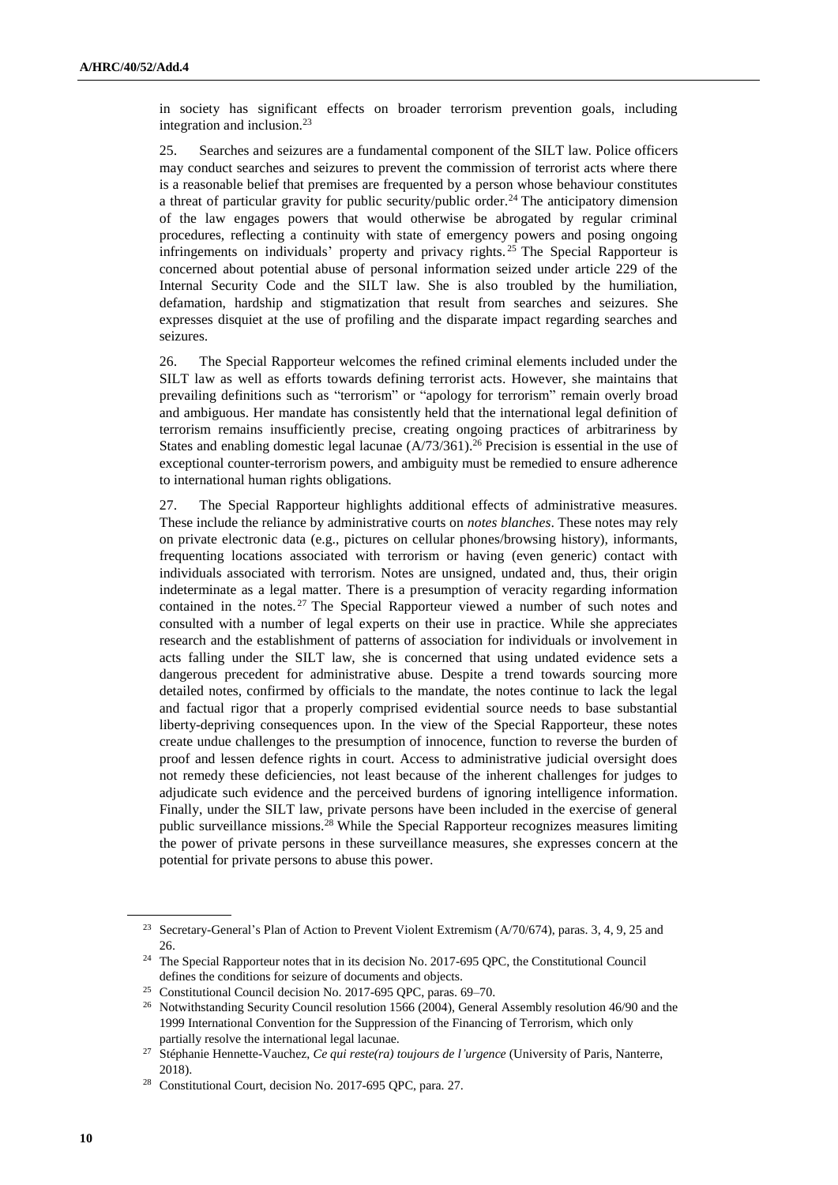in society has significant effects on broader terrorism prevention goals, including integration and inclusion.[23]

25. Searches and seizures are a fundamental component of the SILT law. Police officers may conduct searches and seizures to prevent the commission of terrorist acts where there is a reasonable belief that premises are frequented by a person whose behaviour constitutes a threat of particular gravity for public security/public order.[24] The anticipatory dimension of the law engages powers that would otherwise be abrogated by regular criminal procedures, reflecting a continuity with state of emergency powers and posing ongoing infringements on individuals' property and privacy rights.[25] The Special Rapporteur is concerned about potential abuse of personal information seized under article 229 of the Internal Security Code and the SILT law. She is also troubled by the humiliation, defamation, hardship and stigmatization that result from searches and seizures. She expresses disquiet at the use of profiling and the disparate impact regarding searches and seizures.

26. The Special Rapporteur welcomes the refined criminal elements included under the SILT law as well as efforts towards defining terrorist acts. However, she maintains that prevailing definitions such as "terrorism" or "apology for terrorism" remain overly broad and ambiguous. Her mandate has consistently held that the international legal definition of terrorism remains insufficiently precise, creating ongoing practices of arbitrariness by States and enabling domestic legal lacunae (A/73/361).[26] Precision is essential in the use of exceptional counter-terrorism powers, and ambiguity must be remedied to ensure adherence to international human rights obligations.

27. The Special Rapporteur highlights additional effects of administrative measures. These include the reliance by administrative courts on *notes blanches*. These notes may rely on private electronic data (e.g., pictures on cellular phones/browsing history), informants, frequenting locations associated with terrorism or having (even generic) contact with individuals associated with terrorism. Notes are unsigned, undated and, thus, their origin indeterminate as a legal matter. There is a presumption of veracity regarding information contained in the notes.[27] The Special Rapporteur viewed a number of such notes and consulted with a number of legal experts on their use in practice. While she appreciates research and the establishment of patterns of association for individuals or involvement in acts falling under the SILT law, she is concerned that using undated evidence sets a dangerous precedent for administrative abuse. Despite a trend towards sourcing more detailed notes, confirmed by officials to the mandate, the notes continue to lack the legal and factual rigor that a properly comprised evidential source needs to base substantial liberty-depriving consequences upon. In the view of the Special Rapporteur, these notes create undue challenges to the presumption of innocence, function to reverse the burden of proof and lessen defence rights in court. Access to administrative judicial oversight does not remedy these deficiencies, not least because of the inherent challenges for judges to adjudicate such evidence and the perceived burdens of ignoring intelligence information. Finally, under the SILT law, private persons have been included in the exercise of general public surveillance missions.[28] While the Special Rapporteur recognizes measures limiting the power of private persons in these surveillance measures, she expresses concern at the potential for private persons to abuse this power.

---

[23] Secretary-General's Plan of Action to Prevent Violent Extremism (A/70/674), paras. 3, 4, 9, 25 and 26.

[24] The Special Rapporteur notes that in its decision No. 2017-695 QPC, the Constitutional Council defines the conditions for seizure of documents and objects.

[25] Constitutional Council decision No. 2017-695 QPC, paras. 69–70.

[26] Notwithstanding Security Council resolution 1566 (2004), General Assembly resolution 46/90 and the 1999 International Convention for the Suppression of the Financing of Terrorism, which only partially resolve the international legal lacunae.

[27] Stéphanie Hennette-Vauchez, *Ce qui reste(ra) toujours de l'urgence* (University of Paris, Nanterre, 2018).

[28] Constitutional Court, decision No. 2017-695 QPC, para. 27.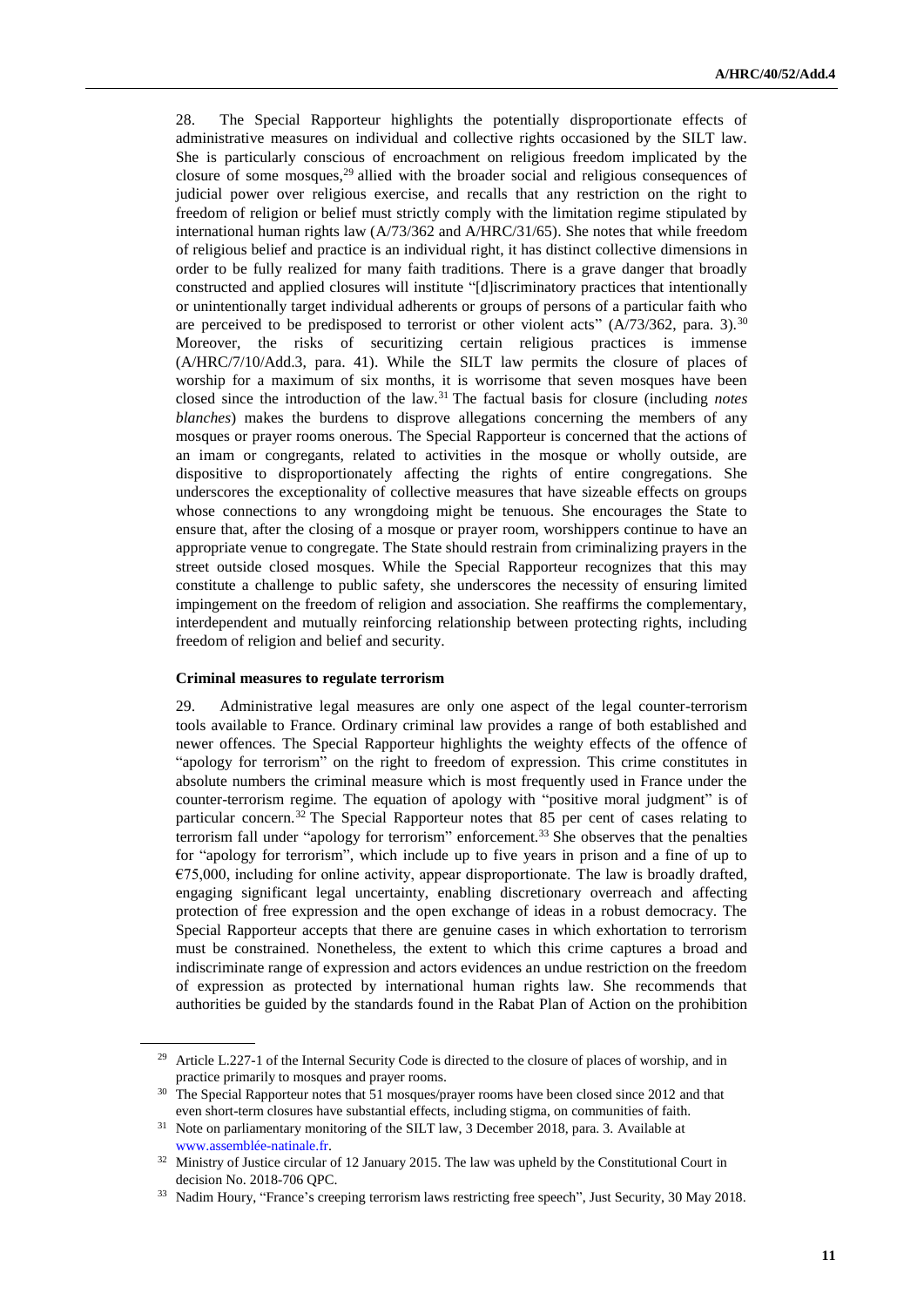28. The Special Rapporteur highlights the potentially disproportionate effects of administrative measures on individual and collective rights occasioned by the SILT law. She is particularly conscious of encroachment on religious freedom implicated by the closure of some mosques,[29] allied with the broader social and religious consequences of judicial power over religious exercise, and recalls that any restriction on the right to freedom of religion or belief must strictly comply with the limitation regime stipulated by international human rights law (A/73/362 and A/HRC/31/65). She notes that while freedom of religious belief and practice is an individual right, it has distinct collective dimensions in order to be fully realized for many faith traditions. There is a grave danger that broadly constructed and applied closures will institute "[d]iscriminatory practices that intentionally or unintentionally target individual adherents or groups of persons of a particular faith who are perceived to be predisposed to terrorist or other violent acts" (A/73/362, para. 3).[30] Moreover, the risks of securitizing certain religious practices is immense (A/HRC/7/10/Add.3, para. 41). While the SILT law permits the closure of places of worship for a maximum of six months, it is worrisome that seven mosques have been closed since the introduction of the law.[31] The factual basis for closure (including *notes blanches*) makes the burdens to disprove allegations concerning the members of any mosques or prayer rooms onerous. The Special Rapporteur is concerned that the actions of an imam or congregants, related to activities in the mosque or wholly outside, are dispositive to disproportionately affecting the rights of entire congregations. She underscores the exceptionality of collective measures that have sizeable effects on groups whose connections to any wrongdoing might be tenuous. She encourages the State to ensure that, after the closing of a mosque or prayer room, worshippers continue to have an appropriate venue to congregate. The State should restrain from criminalizing prayers in the street outside closed mosques. While the Special Rapporteur recognizes that this may constitute a challenge to public safety, she underscores the necessity of ensuring limited impingement on the freedom of religion and association. She reaffirms the complementary, interdependent and mutually reinforcing relationship between protecting rights, including freedom of religion and belief and security.

**Criminal measures to regulate terrorism**

29. Administrative legal measures are only one aspect of the legal counter-terrorism tools available to France. Ordinary criminal law provides a range of both established and newer offences. The Special Rapporteur highlights the weighty effects of the offence of "apology for terrorism" on the right to freedom of expression. This crime constitutes in absolute numbers the criminal measure which is most frequently used in France under the counter-terrorism regime. The equation of apology with "positive moral judgment" is of particular concern.[32] The Special Rapporteur notes that 85 per cent of cases relating to terrorism fall under "apology for terrorism" enforcement.[33] She observes that the penalties for "apology for terrorism", which include up to five years in prison and a fine of up to €75,000, including for online activity, appear disproportionate. The law is broadly drafted, engaging significant legal uncertainty, enabling discretionary overreach and affecting protection of free expression and the open exchange of ideas in a robust democracy. The Special Rapporteur accepts that there are genuine cases in which exhortation to terrorism must be constrained. Nonetheless, the extent to which this crime captures a broad and indiscriminate range of expression and actors evidences an undue restriction on the freedom of expression as protected by international human rights law. She recommends that authorities be guided by the standards found in the Rabat Plan of Action on the prohibition

---

[29] Article L.227-1 of the Internal Security Code is directed to the closure of places of worship, and in practice primarily to mosques and prayer rooms.

[30] The Special Rapporteur notes that 51 mosques/prayer rooms have been closed since 2012 and that even short-term closures have substantial effects, including stigma, on communities of faith.

[31] Note on parliamentary monitoring of the SILT law, 3 December 2018, para. 3. Available at www.assemblée-natinale.fr.

[32] Ministry of Justice circular of 12 January 2015. The law was upheld by the Constitutional Court in decision No. 2018-706 QPC.

[33] Nadim Houry, "France's creeping terrorism laws restricting free speech", Just Security, 30 May 2018.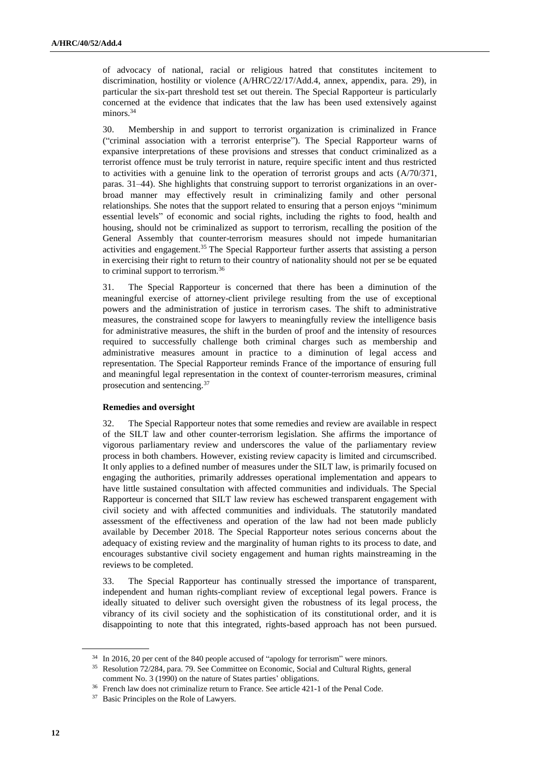of advocacy of national, racial or religious hatred that constitutes incitement to discrimination, hostility or violence (A/HRC/22/17/Add.4, annex, appendix, para. 29), in particular the six-part threshold test set out therein. The Special Rapporteur is particularly concerned at the evidence that indicates that the law has been used extensively against minors.[34]

30. Membership in and support to terrorist organization is criminalized in France ("criminal association with a terrorist enterprise"). The Special Rapporteur warns of expansive interpretations of these provisions and stresses that conduct criminalized as a terrorist offence must be truly terrorist in nature, require specific intent and thus restricted to activities with a genuine link to the operation of terrorist groups and acts (A/70/371, paras. 31–44). She highlights that construing support to terrorist organizations in an over-broad manner may effectively result in criminalizing family and other personal relationships. She notes that the support related to ensuring that a person enjoys "minimum essential levels" of economic and social rights, including the rights to food, health and housing, should not be criminalized as support to terrorism, recalling the position of the General Assembly that counter-terrorism measures should not impede humanitarian activities and engagement.[35] The Special Rapporteur further asserts that assisting a person in exercising their right to return to their country of nationality should not per se be equated to criminal support to terrorism.[36]

31. The Special Rapporteur is concerned that there has been a diminution of the meaningful exercise of attorney-client privilege resulting from the use of exceptional powers and the administration of justice in terrorism cases. The shift to administrative measures, the constrained scope for lawyers to meaningfully review the intelligence basis for administrative measures, the shift in the burden of proof and the intensity of resources required to successfully challenge both criminal charges such as membership and administrative measures amount in practice to a diminution of legal access and representation. The Special Rapporteur reminds France of the importance of ensuring full and meaningful legal representation in the context of counter-terrorism measures, criminal prosecution and sentencing.[37]

**Remedies and oversight**

32. The Special Rapporteur notes that some remedies and review are available in respect of the SILT law and other counter-terrorism legislation. She affirms the importance of vigorous parliamentary review and underscores the value of the parliamentary review process in both chambers. However, existing review capacity is limited and circumscribed. It only applies to a defined number of measures under the SILT law, is primarily focused on engaging the authorities, primarily addresses operational implementation and appears to have little sustained consultation with affected communities and individuals. The Special Rapporteur is concerned that SILT law review has eschewed transparent engagement with civil society and with affected communities and individuals. The statutorily mandated assessment of the effectiveness and operation of the law had not been made publicly available by December 2018. The Special Rapporteur notes serious concerns about the adequacy of existing review and the marginality of human rights to its process to date, and encourages substantive civil society engagement and human rights mainstreaming in the reviews to be completed.

33. The Special Rapporteur has continually stressed the importance of transparent, independent and human rights-compliant review of exceptional legal powers. France is ideally situated to deliver such oversight given the robustness of its legal process, the vibrancy of its civil society and the sophistication of its constitutional order, and it is disappointing to note that this integrated, rights-based approach has not been pursued.

[34] In 2016, 20 per cent of the 840 people accused of "apology for terrorism" were minors.

[35] Resolution 72/284, para. 79. See Committee on Economic, Social and Cultural Rights, general comment No. 3 (1990) on the nature of States parties' obligations.

[36] French law does not criminalize return to France. See article 421-1 of the Penal Code.

[37] Basic Principles on the Role of Lawyers.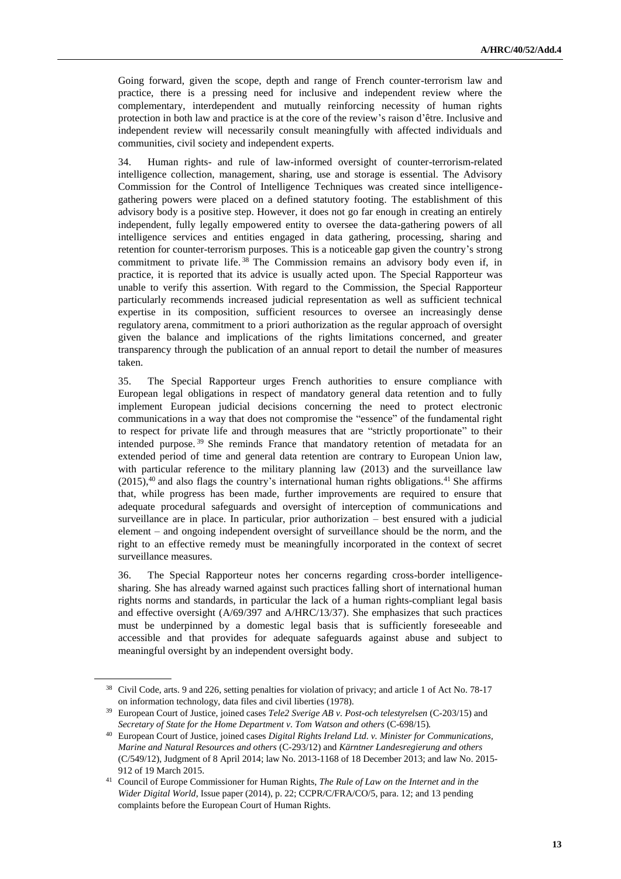Going forward, given the scope, depth and range of French counter-terrorism law and practice, there is a pressing need for inclusive and independent review where the complementary, interdependent and mutually reinforcing necessity of human rights protection in both law and practice is at the core of the review's raison d'être. Inclusive and independent review will necessarily consult meaningfully with affected individuals and communities, civil society and independent experts.

34. Human rights- and rule of law-informed oversight of counter-terrorism-related intelligence collection, management, sharing, use and storage is essential. The Advisory Commission for the Control of Intelligence Techniques was created since intelligence-gathering powers were placed on a defined statutory footing. The establishment of this advisory body is a positive step. However, it does not go far enough in creating an entirely independent, fully legally empowered entity to oversee the data-gathering powers of all intelligence services and entities engaged in data gathering, processing, sharing and retention for counter-terrorism purposes. This is a noticeable gap given the country's strong commitment to private life.[38] The Commission remains an advisory body even if, in practice, it is reported that its advice is usually acted upon. The Special Rapporteur was unable to verify this assertion. With regard to the Commission, the Special Rapporteur particularly recommends increased judicial representation as well as sufficient technical expertise in its composition, sufficient resources to oversee an increasingly dense regulatory arena, commitment to a priori authorization as the regular approach of oversight given the balance and implications of the rights limitations concerned, and greater transparency through the publication of an annual report to detail the number of measures taken.

35. The Special Rapporteur urges French authorities to ensure compliance with European legal obligations in respect of mandatory general data retention and to fully implement European judicial decisions concerning the need to protect electronic communications in a way that does not compromise the "essence" of the fundamental right to respect for private life and through measures that are "strictly proportionate" to their intended purpose.[39] She reminds France that mandatory retention of metadata for an extended period of time and general data retention are contrary to European Union law, with particular reference to the military planning law (2013) and the surveillance law (2015),[40] and also flags the country's international human rights obligations.[41] She affirms that, while progress has been made, further improvements are required to ensure that adequate procedural safeguards and oversight of interception of communications and surveillance are in place. In particular, prior authorization – best ensured with a judicial element – and ongoing independent oversight of surveillance should be the norm, and the right to an effective remedy must be meaningfully incorporated in the context of secret surveillance measures.

36. The Special Rapporteur notes her concerns regarding cross-border intelligence-sharing. She has already warned against such practices falling short of international human rights norms and standards, in particular the lack of a human rights-compliant legal basis and effective oversight (A/69/397 and A/HRC/13/37). She emphasizes that such practices must be underpinned by a domestic legal basis that is sufficiently foreseeable and accessible and that provides for adequate safeguards against abuse and subject to meaningful oversight by an independent oversight body.

---

[38] Civil Code, arts. 9 and 226, setting penalties for violation of privacy; and article 1 of Act No. 78-17 on information technology, data files and civil liberties (1978).

[39] European Court of Justice, joined cases *Tele2 Sverige AB v. Post-och telestyrelsen* (C-203/15) and *Secretary of State for the Home Department v. Tom Watson and others* (C-698/15).

[40] European Court of Justice, joined cases *Digital Rights Ireland Ltd. v. Minister for Communications, Marine and Natural Resources and others* (C-293/12) and *Kärntner Landesregierung and others* (C/549/12), Judgment of 8 April 2014; law No. 2013-1168 of 18 December 2013; and law No. 2015-912 of 19 March 2015.

[41] Council of Europe Commissioner for Human Rights, *The Rule of Law on the Internet and in the Wider Digital World*, Issue paper (2014), p. 22; CCPR/C/FRA/CO/5, para. 12; and 13 pending complaints before the European Court of Human Rights.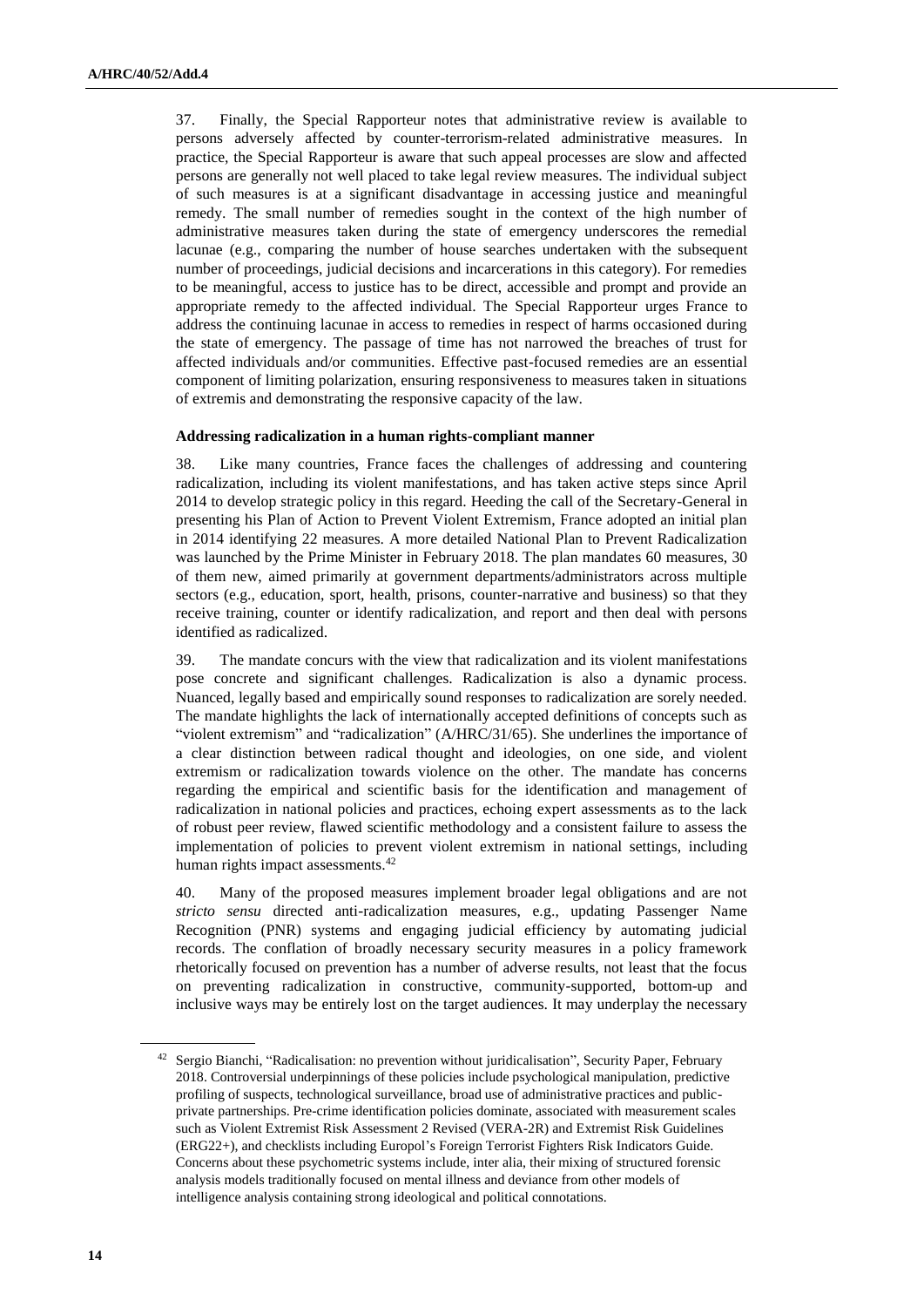37. Finally, the Special Rapporteur notes that administrative review is available to persons adversely affected by counter-terrorism-related administrative measures. In practice, the Special Rapporteur is aware that such appeal processes are slow and affected persons are generally not well placed to take legal review measures. The individual subject of such measures is at a significant disadvantage in accessing justice and meaningful remedy. The small number of remedies sought in the context of the high number of administrative measures taken during the state of emergency underscores the remedial lacunae (e.g., comparing the number of house searches undertaken with the subsequent number of proceedings, judicial decisions and incarcerations in this category). For remedies to be meaningful, access to justice has to be direct, accessible and prompt and provide an appropriate remedy to the affected individual. The Special Rapporteur urges France to address the continuing lacunae in access to remedies in respect of harms occasioned during the state of emergency. The passage of time has not narrowed the breaches of trust for affected individuals and/or communities. Effective past-focused remedies are an essential component of limiting polarization, ensuring responsiveness to measures taken in situations of extremis and demonstrating the responsive capacity of the law.

### Addressing radicalization in a human rights-compliant manner

38. Like many countries, France faces the challenges of addressing and countering radicalization, including its violent manifestations, and has taken active steps since April 2014 to develop strategic policy in this regard. Heeding the call of the Secretary-General in presenting his Plan of Action to Prevent Violent Extremism, France adopted an initial plan in 2014 identifying 22 measures. A more detailed National Plan to Prevent Radicalization was launched by the Prime Minister in February 2018. The plan mandates 60 measures, 30 of them new, aimed primarily at government departments/administrators across multiple sectors (e.g., education, sport, health, prisons, counter-narrative and business) so that they receive training, counter or identify radicalization, and report and then deal with persons identified as radicalized.

39. The mandate concurs with the view that radicalization and its violent manifestations pose concrete and significant challenges. Radicalization is also a dynamic process. Nuanced, legally based and empirically sound responses to radicalization are sorely needed. The mandate highlights the lack of internationally accepted definitions of concepts such as "violent extremism" and "radicalization" (A/HRC/31/65). She underlines the importance of a clear distinction between radical thought and ideologies, on one side, and violent extremism or radicalization towards violence on the other. The mandate has concerns regarding the empirical and scientific basis for the identification and management of radicalization in national policies and practices, echoing expert assessments as to the lack of robust peer review, flawed scientific methodology and a consistent failure to assess the implementation of policies to prevent violent extremism in national settings, including human rights impact assessments.[42]

40. Many of the proposed measures implement broader legal obligations and are not *stricto sensu* directed anti-radicalization measures, e.g., updating Passenger Name Recognition (PNR) systems and engaging judicial efficiency by automating judicial records. The conflation of broadly necessary security measures in a policy framework rhetorically focused on prevention has a number of adverse results, not least that the focus on preventing radicalization in constructive, community-supported, bottom-up and inclusive ways may be entirely lost on the target audiences. It may underplay the necessary

---

[42] Sergio Bianchi, "Radicalisation: no prevention without juridicalisation", Security Paper, February 2018. Controversial underpinnings of these policies include psychological manipulation, predictive profiling of suspects, technological surveillance, broad use of administrative practices and public-private partnerships. Pre-crime identification policies dominate, associated with measurement scales such as Violent Extremist Risk Assessment 2 Revised (VERA-2R) and Extremist Risk Guidelines (ERG22+), and checklists including Europol's Foreign Terrorist Fighters Risk Indicators Guide. Concerns about these psychometric systems include, inter alia, their mixing of structured forensic analysis models traditionally focused on mental illness and deviance from other models of intelligence analysis containing strong ideological and political connotations.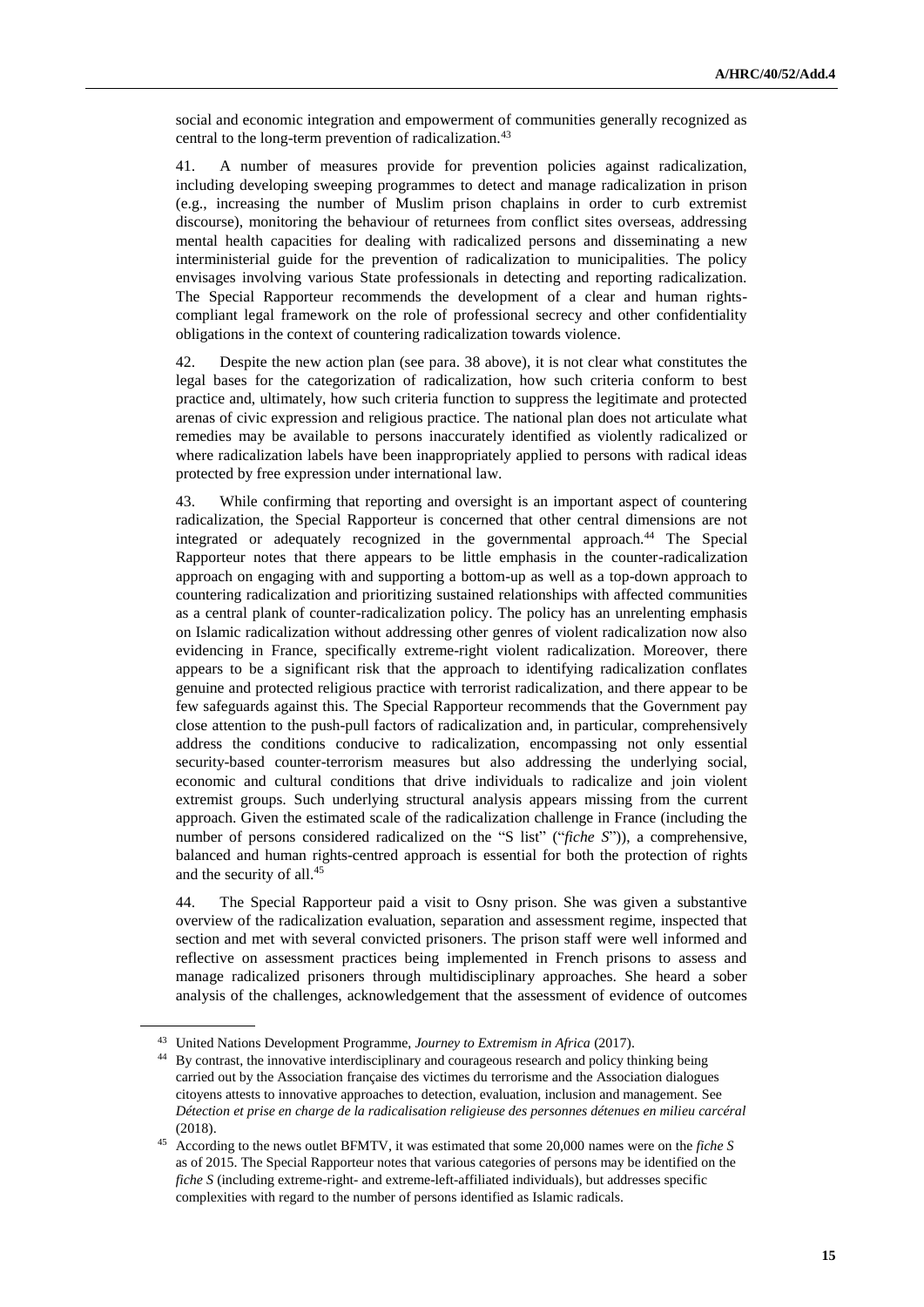social and economic integration and empowerment of communities generally recognized as central to the long-term prevention of radicalization.[43]

41. A number of measures provide for prevention policies against radicalization, including developing sweeping programmes to detect and manage radicalization in prison (e.g., increasing the number of Muslim prison chaplains in order to curb extremist discourse), monitoring the behaviour of returnees from conflict sites overseas, addressing mental health capacities for dealing with radicalized persons and disseminating a new interministerial guide for the prevention of radicalization to municipalities. The policy envisages involving various State professionals in detecting and reporting radicalization. The Special Rapporteur recommends the development of a clear and human rights-compliant legal framework on the role of professional secrecy and other confidentiality obligations in the context of countering radicalization towards violence.

42. Despite the new action plan (see para. 38 above), it is not clear what constitutes the legal bases for the categorization of radicalization, how such criteria conform to best practice and, ultimately, how such criteria function to suppress the legitimate and protected arenas of civic expression and religious practice. The national plan does not articulate what remedies may be available to persons inaccurately identified as violently radicalized or where radicalization labels have been inappropriately applied to persons with radical ideas protected by free expression under international law.

43. While confirming that reporting and oversight is an important aspect of countering radicalization, the Special Rapporteur is concerned that other central dimensions are not integrated or adequately recognized in the governmental approach.[44] The Special Rapporteur notes that there appears to be little emphasis in the counter-radicalization approach on engaging with and supporting a bottom-up as well as a top-down approach to countering radicalization and prioritizing sustained relationships with affected communities as a central plank of counter-radicalization policy. The policy has an unrelenting emphasis on Islamic radicalization without addressing other genres of violent radicalization now also evidencing in France, specifically extreme-right violent radicalization. Moreover, there appears to be a significant risk that the approach to identifying radicalization conflates genuine and protected religious practice with terrorist radicalization, and there appear to be few safeguards against this. The Special Rapporteur recommends that the Government pay close attention to the push-pull factors of radicalization and, in particular, comprehensively address the conditions conducive to radicalization, encompassing not only essential security-based counter-terrorism measures but also addressing the underlying social, economic and cultural conditions that drive individuals to radicalize and join violent extremist groups. Such underlying structural analysis appears missing from the current approach. Given the estimated scale of the radicalization challenge in France (including the number of persons considered radicalized on the "S list" ("*fiche S*")), a comprehensive, balanced and human rights-centred approach is essential for both the protection of rights and the security of all.[45]

44. The Special Rapporteur paid a visit to Osny prison. She was given a substantive overview of the radicalization evaluation, separation and assessment regime, inspected that section and met with several convicted prisoners. The prison staff were well informed and reflective on assessment practices being implemented in French prisons to assess and manage radicalized prisoners through multidisciplinary approaches. She heard a sober analysis of the challenges, acknowledgement that the assessment of evidence of outcomes

---

[43] United Nations Development Programme, *Journey to Extremism in Africa* (2017).

[44] By contrast, the innovative interdisciplinary and courageous research and policy thinking being carried out by the Association française des victimes du terrorisme and the Association dialogues citoyens attests to innovative approaches to detection, evaluation, inclusion and management. See *Détection et prise en charge de la radicalisation religieuse des personnes détenues en milieu carcéral* (2018).

[45] According to the news outlet BFMTV, it was estimated that some 20,000 names were on the *fiche S* as of 2015. The Special Rapporteur notes that various categories of persons may be identified on the *fiche S* (including extreme-right- and extreme-left-affiliated individuals), but addresses specific complexities with regard to the number of persons identified as Islamic radicals.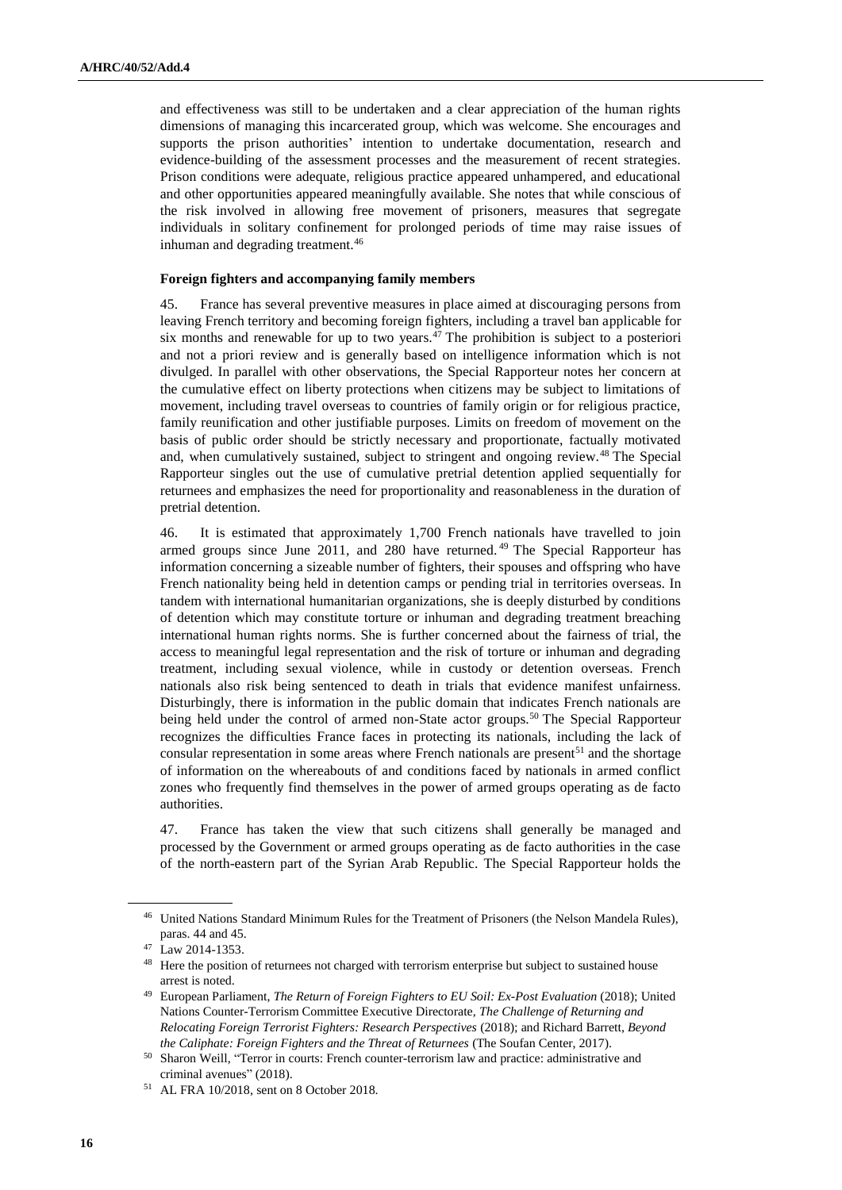and effectiveness was still to be undertaken and a clear appreciation of the human rights dimensions of managing this incarcerated group, which was welcome. She encourages and supports the prison authorities' intention to undertake documentation, research and evidence-building of the assessment processes and the measurement of recent strategies. Prison conditions were adequate, religious practice appeared unhampered, and educational and other opportunities appeared meaningfully available. She notes that while conscious of the risk involved in allowing free movement of prisoners, measures that segregate individuals in solitary confinement for prolonged periods of time may raise issues of inhuman and degrading treatment.[46]

**Foreign fighters and accompanying family members**

45. France has several preventive measures in place aimed at discouraging persons from leaving French territory and becoming foreign fighters, including a travel ban applicable for six months and renewable for up to two years.[47] The prohibition is subject to a posteriori and not a priori review and is generally based on intelligence information which is not divulged. In parallel with other observations, the Special Rapporteur notes her concern at the cumulative effect on liberty protections when citizens may be subject to limitations of movement, including travel overseas to countries of family origin or for religious practice, family reunification and other justifiable purposes. Limits on freedom of movement on the basis of public order should be strictly necessary and proportionate, factually motivated and, when cumulatively sustained, subject to stringent and ongoing review.[48] The Special Rapporteur singles out the use of cumulative pretrial detention applied sequentially for returnees and emphasizes the need for proportionality and reasonableness in the duration of pretrial detention.

46. It is estimated that approximately 1,700 French nationals have travelled to join armed groups since June 2011, and 280 have returned.[49] The Special Rapporteur has information concerning a sizeable number of fighters, their spouses and offspring who have French nationality being held in detention camps or pending trial in territories overseas. In tandem with international humanitarian organizations, she is deeply disturbed by conditions of detention which may constitute torture or inhuman and degrading treatment breaching international human rights norms. She is further concerned about the fairness of trial, the access to meaningful legal representation and the risk of torture or inhuman and degrading treatment, including sexual violence, while in custody or detention overseas. French nationals also risk being sentenced to death in trials that evidence manifest unfairness. Disturbingly, there is information in the public domain that indicates French nationals are being held under the control of armed non-State actor groups.[50] The Special Rapporteur recognizes the difficulties France faces in protecting its nationals, including the lack of consular representation in some areas where French nationals are present[51] and the shortage of information on the whereabouts of and conditions faced by nationals in armed conflict zones who frequently find themselves in the power of armed groups operating as de facto authorities.

47. France has taken the view that such citizens shall generally be managed and processed by the Government or armed groups operating as de facto authorities in the case of the north-eastern part of the Syrian Arab Republic. The Special Rapporteur holds the

---

[46] United Nations Standard Minimum Rules for the Treatment of Prisoners (the Nelson Mandela Rules), paras. 44 and 45.

[47] Law 2014-1353.

[48] Here the position of returnees not charged with terrorism enterprise but subject to sustained house arrest is noted.

[49] European Parliament, *The Return of Foreign Fighters to EU Soil: Ex-Post Evaluation* (2018); United Nations Counter-Terrorism Committee Executive Directorate, *The Challenge of Returning and Relocating Foreign Terrorist Fighters: Research Perspectives* (2018); and Richard Barrett, *Beyond the Caliphate: Foreign Fighters and the Threat of Returnees* (The Soufan Center, 2017).

[50] Sharon Weill, "Terror in courts: French counter-terrorism law and practice: administrative and criminal avenues" (2018).

[51] AL FRA 10/2018, sent on 8 October 2018.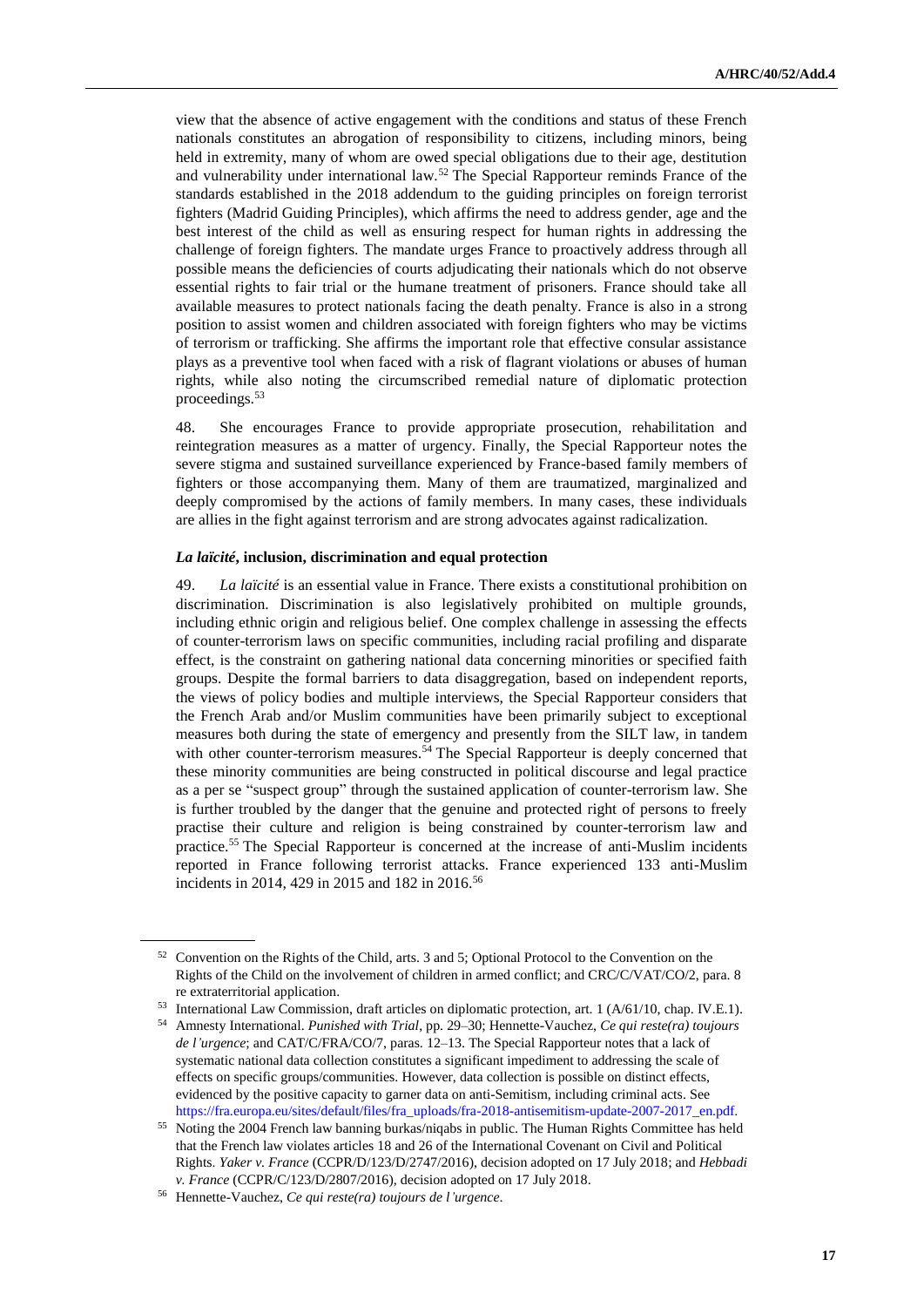view that the absence of active engagement with the conditions and status of these French nationals constitutes an abrogation of responsibility to citizens, including minors, being held in extremity, many of whom are owed special obligations due to their age, destitution and vulnerability under international law.[52] The Special Rapporteur reminds France of the standards established in the 2018 addendum to the guiding principles on foreign terrorist fighters (Madrid Guiding Principles), which affirms the need to address gender, age and the best interest of the child as well as ensuring respect for human rights in addressing the challenge of foreign fighters. The mandate urges France to proactively address through all possible means the deficiencies of courts adjudicating their nationals which do not observe essential rights to fair trial or the humane treatment of prisoners. France should take all available measures to protect nationals facing the death penalty. France is also in a strong position to assist women and children associated with foreign fighters who may be victims of terrorism or trafficking. She affirms the important role that effective consular assistance plays as a preventive tool when faced with a risk of flagrant violations or abuses of human rights, while also noting the circumscribed remedial nature of diplomatic protection proceedings.[53]

48. She encourages France to provide appropriate prosecution, rehabilitation and reintegration measures as a matter of urgency. Finally, the Special Rapporteur notes the severe stigma and sustained surveillance experienced by France-based family members of fighters or those accompanying them. Many of them are traumatized, marginalized and deeply compromised by the actions of family members. In many cases, these individuals are allies in the fight against terrorism and are strong advocates against radicalization.

### *La laïcité*, inclusion, discrimination and equal protection

49. *La laïcité* is an essential value in France. There exists a constitutional prohibition on discrimination. Discrimination is also legislatively prohibited on multiple grounds, including ethnic origin and religious belief. One complex challenge in assessing the effects of counter-terrorism laws on specific communities, including racial profiling and disparate effect, is the constraint on gathering national data concerning minorities or specified faith groups. Despite the formal barriers to data disaggregation, based on independent reports, the views of policy bodies and multiple interviews, the Special Rapporteur considers that the French Arab and/or Muslim communities have been primarily subject to exceptional measures both during the state of emergency and presently from the SILT law, in tandem with other counter-terrorism measures.[54] The Special Rapporteur is deeply concerned that these minority communities are being constructed in political discourse and legal practice as a per se "suspect group" through the sustained application of counter-terrorism law. She is further troubled by the danger that the genuine and protected right of persons to freely practise their culture and religion is being constrained by counter-terrorism law and practice.[55] The Special Rapporteur is concerned at the increase of anti-Muslim incidents reported in France following terrorist attacks. France experienced 133 anti-Muslim incidents in 2014, 429 in 2015 and 182 in 2016.[56]

---

[52] Convention on the Rights of the Child, arts. 3 and 5; Optional Protocol to the Convention on the Rights of the Child on the involvement of children in armed conflict; and CRC/C/VAT/CO/2, para. 8 re extraterritorial application.

[53] International Law Commission, draft articles on diplomatic protection, art. 1 (A/61/10, chap. IV.E.1).

[54] Amnesty International. *Punished with Trial*, pp. 29–30; Hennette-Vauchez, *Ce qui reste(ra) toujours de l'urgence*; and CAT/C/FRA/CO/7, paras. 12–13. The Special Rapporteur notes that a lack of systematic national data collection constitutes a significant impediment to addressing the scale of effects on specific groups/communities. However, data collection is possible on distinct effects, evidenced by the positive capacity to garner data on anti-Semitism, including criminal acts. See https://fra.europa.eu/sites/default/files/fra_uploads/fra-2018-antisemitism-update-2007-2017_en.pdf.

[55] Noting the 2004 French law banning burkas/niqabs in public. The Human Rights Committee has held that the French law violates articles 18 and 26 of the International Covenant on Civil and Political Rights. *Yaker v. France* (CCPR/D/123/D/2747/2016), decision adopted on 17 July 2018; and *Hebbadi v. France* (CCPR/C/123/D/2807/2016), decision adopted on 17 July 2018.

[56] Hennette-Vauchez, *Ce qui reste(ra) toujours de l'urgence*.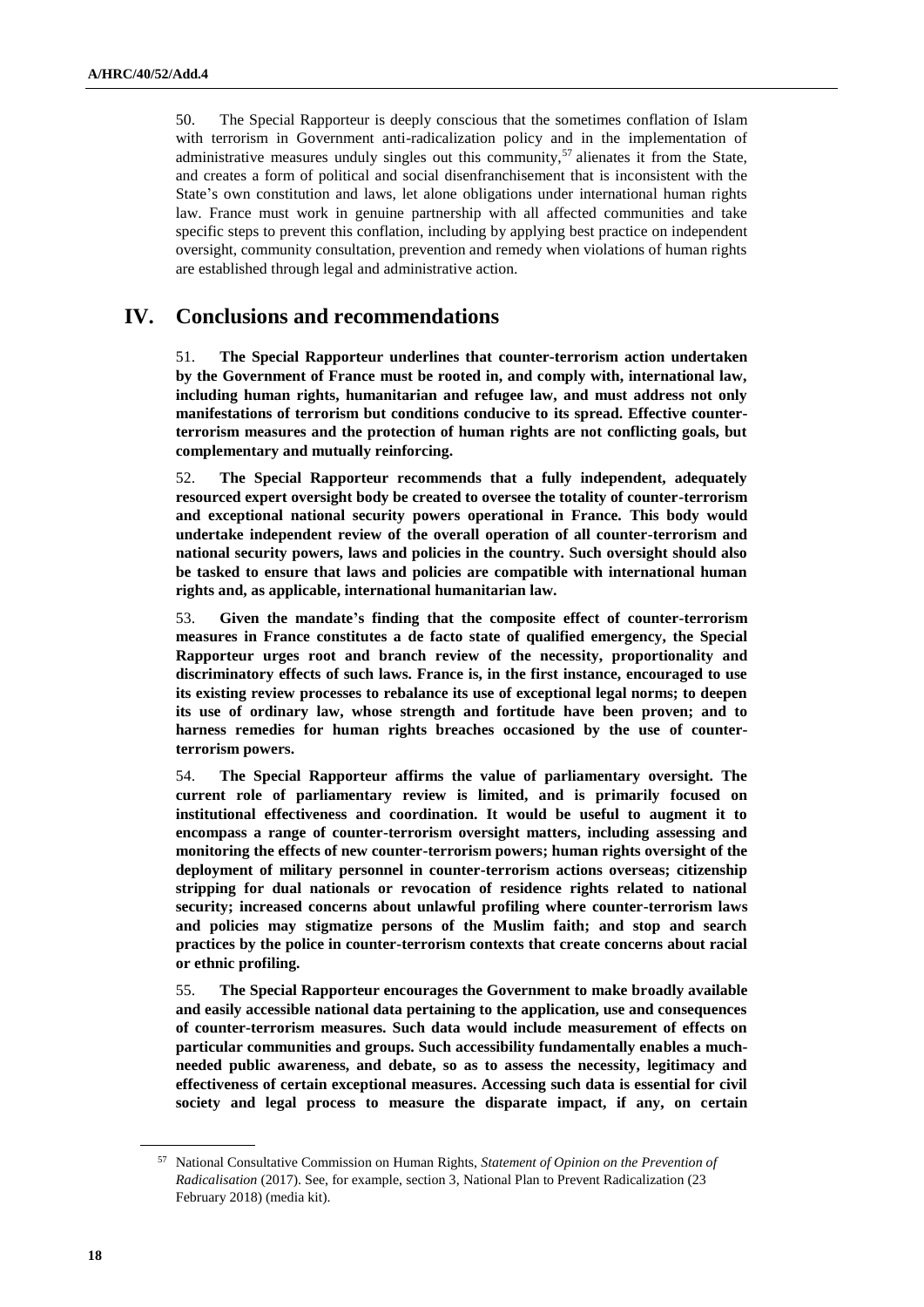50. The Special Rapporteur is deeply conscious that the sometimes conflation of Islam with terrorism in Government anti-radicalization policy and in the implementation of administrative measures unduly singles out this community,[57] alienates it from the State, and creates a form of political and social disenfranchisement that is inconsistent with the State's own constitution and laws, let alone obligations under international human rights law. France must work in genuine partnership with all affected communities and take specific steps to prevent this conflation, including by applying best practice on independent oversight, community consultation, prevention and remedy when violations of human rights are established through legal and administrative action.

## IV. Conclusions and recommendations

51. **The Special Rapporteur underlines that counter-terrorism action undertaken by the Government of France must be rooted in, and comply with, international law, including human rights, humanitarian and refugee law, and must address not only manifestations of terrorism but conditions conducive to its spread. Effective counter-terrorism measures and the protection of human rights are not conflicting goals, but complementary and mutually reinforcing.**

52. **The Special Rapporteur recommends that a fully independent, adequately resourced expert oversight body be created to oversee the totality of counter-terrorism and exceptional national security powers operational in France. This body would undertake independent review of the overall operation of all counter-terrorism and national security powers, laws and policies in the country. Such oversight should also be tasked to ensure that laws and policies are compatible with international human rights and, as applicable, international humanitarian law.**

53. **Given the mandate's finding that the composite effect of counter-terrorism measures in France constitutes a de facto state of qualified emergency, the Special Rapporteur urges root and branch review of the necessity, proportionality and discriminatory effects of such laws. France is, in the first instance, encouraged to use its existing review processes to rebalance its use of exceptional legal norms; to deepen its use of ordinary law, whose strength and fortitude have been proven; and to harness remedies for human rights breaches occasioned by the use of counter-terrorism powers.**

54. **The Special Rapporteur affirms the value of parliamentary oversight. The current role of parliamentary review is limited, and is primarily focused on institutional effectiveness and coordination. It would be useful to augment it to encompass a range of counter-terrorism oversight matters, including assessing and monitoring the effects of new counter-terrorism powers; human rights oversight of the deployment of military personnel in counter-terrorism actions overseas; citizenship stripping for dual nationals or revocation of residence rights related to national security; increased concerns about unlawful profiling where counter-terrorism laws and policies may stigmatize persons of the Muslim faith; and stop and search practices by the police in counter-terrorism contexts that create concerns about racial or ethnic profiling.**

55. **The Special Rapporteur encourages the Government to make broadly available and easily accessible national data pertaining to the application, use and consequences of counter-terrorism measures. Such data would include measurement of effects on particular communities and groups. Such accessibility fundamentally enables a much-needed public awareness, and debate, so as to assess the necessity, legitimacy and effectiveness of certain exceptional measures. Accessing such data is essential for civil society and legal process to measure the disparate impact, if any, on certain**

---

[57] National Consultative Commission on Human Rights, *Statement of Opinion on the Prevention of Radicalisation* (2017). See, for example, section 3, National Plan to Prevent Radicalization (23 February 2018) (media kit).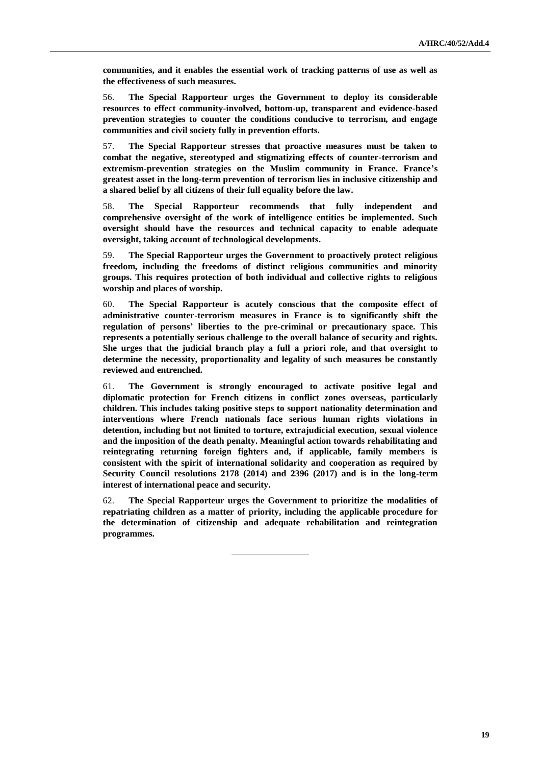**communities, and it enables the essential work of tracking patterns of use as well as the effectiveness of such measures.**

56. **The Special Rapporteur urges the Government to deploy its considerable resources to effect community-involved, bottom-up, transparent and evidence-based prevention strategies to counter the conditions conducive to terrorism, and engage communities and civil society fully in prevention efforts.**

57. **The Special Rapporteur stresses that proactive measures must be taken to combat the negative, stereotyped and stigmatizing effects of counter-terrorism and extremism-prevention strategies on the Muslim community in France. France's greatest asset in the long-term prevention of terrorism lies in inclusive citizenship and a shared belief by all citizens of their full equality before the law.**

58. **The Special Rapporteur recommends that fully independent and comprehensive oversight of the work of intelligence entities be implemented. Such oversight should have the resources and technical capacity to enable adequate oversight, taking account of technological developments.**

59. **The Special Rapporteur urges the Government to proactively protect religious freedom, including the freedoms of distinct religious communities and minority groups. This requires protection of both individual and collective rights to religious worship and places of worship.**

60. **The Special Rapporteur is acutely conscious that the composite effect of administrative counter-terrorism measures in France is to significantly shift the regulation of persons' liberties to the pre-criminal or precautionary space. This represents a potentially serious challenge to the overall balance of security and rights. She urges that the judicial branch play a full a priori role, and that oversight to determine the necessity, proportionality and legality of such measures be constantly reviewed and entrenched.**

61. **The Government is strongly encouraged to activate positive legal and diplomatic protection for French citizens in conflict zones overseas, particularly children. This includes taking positive steps to support nationality determination and interventions where French nationals face serious human rights violations in detention, including but not limited to torture, extrajudicial execution, sexual violence and the imposition of the death penalty. Meaningful action towards rehabilitating and reintegrating returning foreign fighters and, if applicable, family members is consistent with the spirit of international solidarity and cooperation as required by Security Council resolutions 2178 (2014) and 2396 (2017) and is in the long-term interest of international peace and security.**

62. **The Special Rapporteur urges the Government to prioritize the modalities of repatriating children as a matter of priority, including the applicable procedure for the determination of citizenship and adequate rehabilitation and reintegration programmes.**